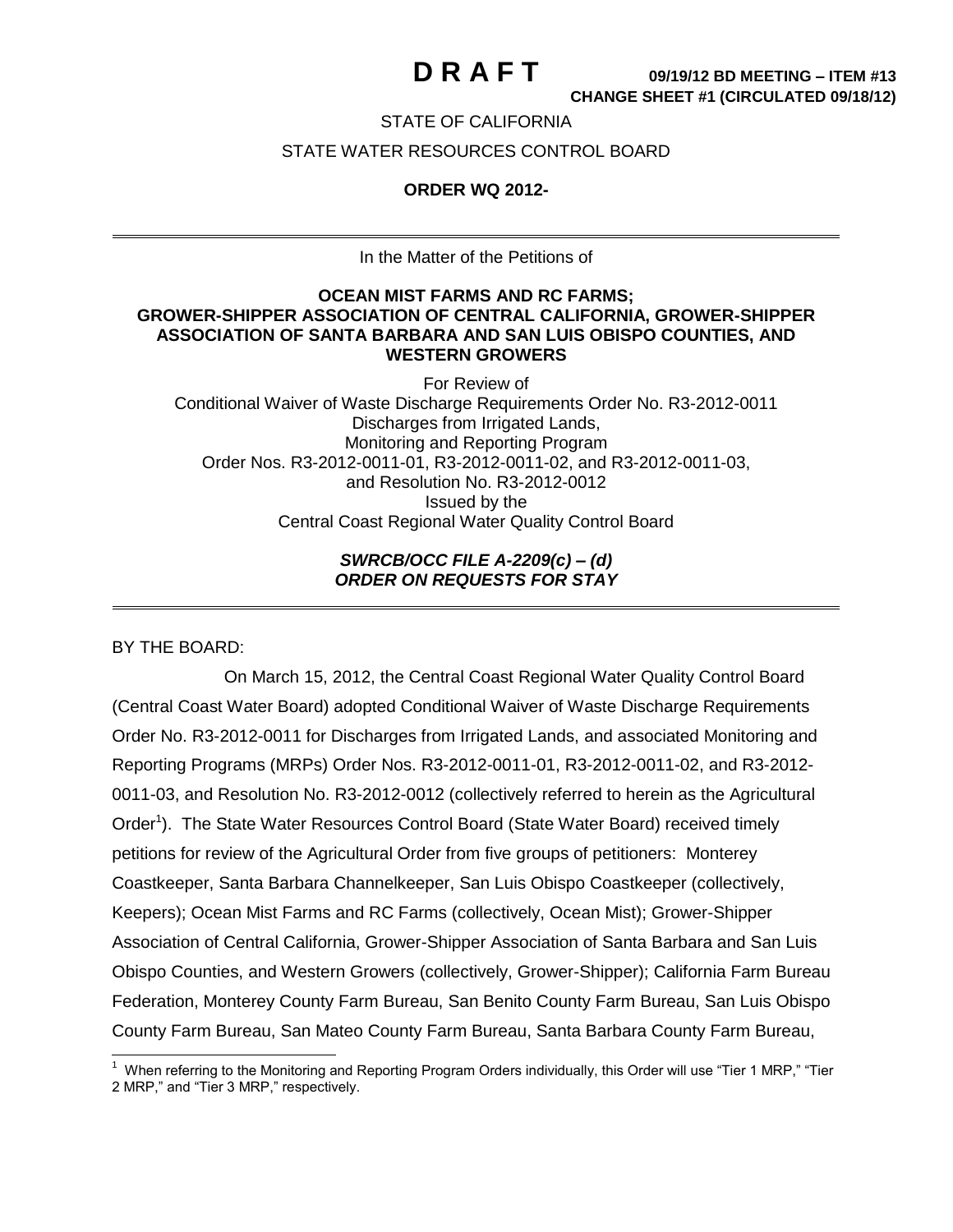# D R A F T

**09/19/12 BD MEETING – ITEM #13**
**CHANGE SHEET #1 (CIRCULATED 09/18/12)**

STATE OF CALIFORNIA

STATE WATER RESOURCES CONTROL BOARD

**ORDER WQ 2012-**

---

In the Matter of the Petitions of

**OCEAN MIST FARMS AND RC FARMS; GROWER-SHIPPER ASSOCIATION OF CENTRAL CALIFORNIA, GROWER-SHIPPER ASSOCIATION OF SANTA BARBARA AND SAN LUIS OBISPO COUNTIES, AND WESTERN GROWERS**

For Review of
Conditional Waiver of Waste Discharge Requirements Order No. R3-2012-0011
Discharges from Irrigated Lands,
Monitoring and Reporting Program
Order Nos. R3-2012-0011-01, R3-2012-0011-02, and R3-2012-0011-03,
and Resolution No. R3-2012-0012
Issued by the
Central Coast Regional Water Quality Control Board

***SWRCB/OCC FILE A-2209(c) – (d)***
***ORDER ON REQUESTS FOR STAY***

---

BY THE BOARD:

On March 15, 2012, the Central Coast Regional Water Quality Control Board (Central Coast Water Board) adopted Conditional Waiver of Waste Discharge Requirements Order No. R3-2012-0011 for Discharges from Irrigated Lands, and associated Monitoring and Reporting Programs (MRPs) Order Nos. R3-2012-0011-01, R3-2012-0011-02, and R3-2012-0011-03, and Resolution No. R3-2012-0012 (collectively referred to herein as the Agricultural Order[1]). The State Water Resources Control Board (State Water Board) received timely petitions for review of the Agricultural Order from five groups of petitioners: Monterey Coastkeeper, Santa Barbara Channelkeeper, San Luis Obispo Coastkeeper (collectively, Keepers); Ocean Mist Farms and RC Farms (collectively, Ocean Mist); Grower-Shipper Association of Central California, Grower-Shipper Association of Santa Barbara and San Luis Obispo Counties, and Western Growers (collectively, Grower-Shipper); California Farm Bureau Federation, Monterey County Farm Bureau, San Benito County Farm Bureau, San Luis Obispo County Farm Bureau, San Mateo County Farm Bureau, Santa Barbara County Farm Bureau,

[1] When referring to the Monitoring and Reporting Program Orders individually, this Order will use "Tier 1 MRP," "Tier 2 MRP," and "Tier 3 MRP," respectively.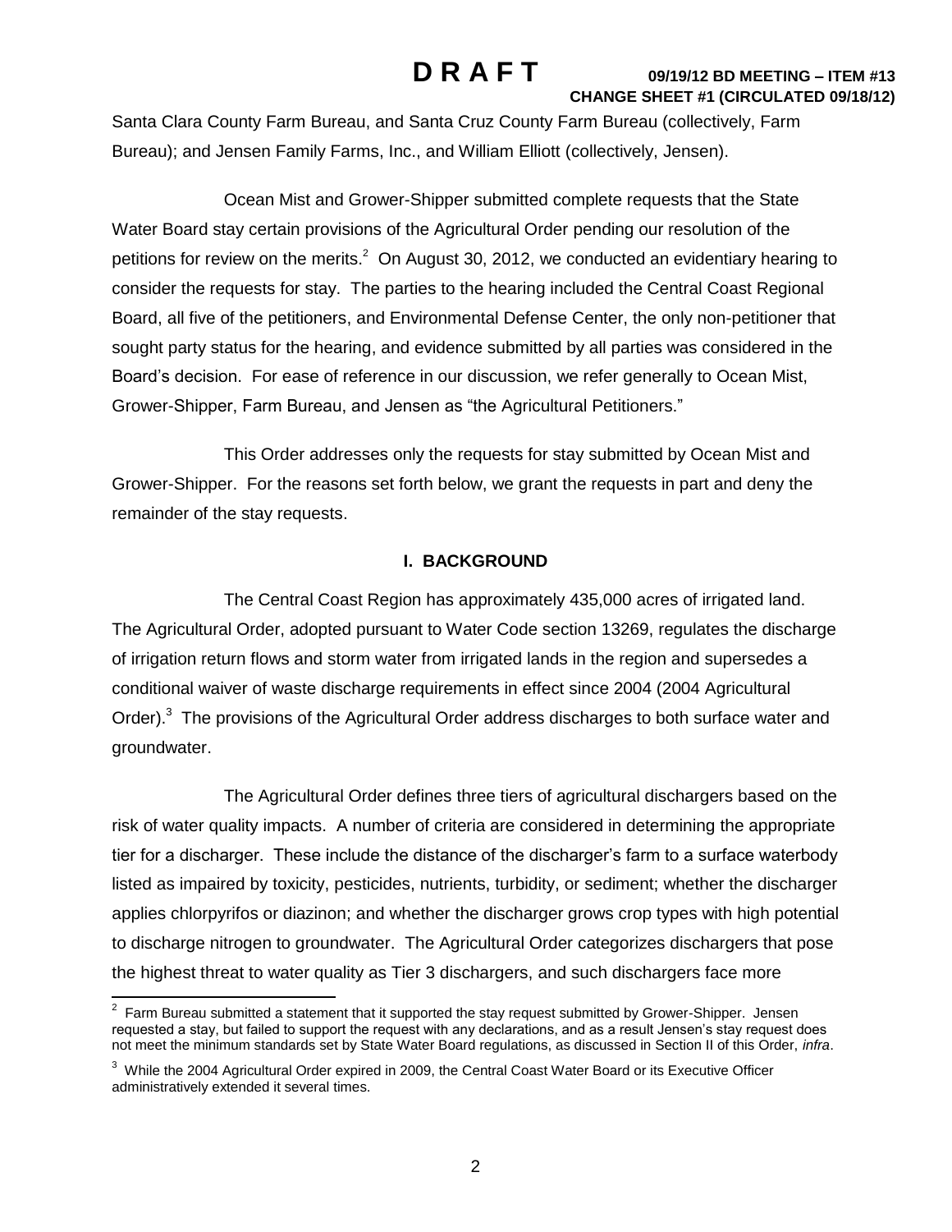Santa Clara County Farm Bureau, and Santa Cruz County Farm Bureau (collectively, Farm Bureau); and Jensen Family Farms, Inc., and William Elliott (collectively, Jensen).

Ocean Mist and Grower-Shipper submitted complete requests that the State Water Board stay certain provisions of the Agricultural Order pending our resolution of the petitions for review on the merits.[2] On August 30, 2012, we conducted an evidentiary hearing to consider the requests for stay. The parties to the hearing included the Central Coast Regional Board, all five of the petitioners, and Environmental Defense Center, the only non-petitioner that sought party status for the hearing, and evidence submitted by all parties was considered in the Board's decision. For ease of reference in our discussion, we refer generally to Ocean Mist, Grower-Shipper, Farm Bureau, and Jensen as "the Agricultural Petitioners."

This Order addresses only the requests for stay submitted by Ocean Mist and Grower-Shipper. For the reasons set forth below, we grant the requests in part and deny the remainder of the stay requests.

## I. BACKGROUND

The Central Coast Region has approximately 435,000 acres of irrigated land. The Agricultural Order, adopted pursuant to Water Code section 13269, regulates the discharge of irrigation return flows and storm water from irrigated lands in the region and supersedes a conditional waiver of waste discharge requirements in effect since 2004 (2004 Agricultural Order).[3] The provisions of the Agricultural Order address discharges to both surface water and groundwater.

The Agricultural Order defines three tiers of agricultural dischargers based on the risk of water quality impacts. A number of criteria are considered in determining the appropriate tier for a discharger. These include the distance of the discharger's farm to a surface waterbody listed as impaired by toxicity, pesticides, nutrients, turbidity, or sediment; whether the discharger applies chlorpyrifos or diazinon; and whether the discharger grows crop types with high potential to discharge nitrogen to groundwater. The Agricultural Order categorizes dischargers that pose the highest threat to water quality as Tier 3 dischargers, and such dischargers face more

---

[2] Farm Bureau submitted a statement that it supported the stay request submitted by Grower-Shipper. Jensen requested a stay, but failed to support the request with any declarations, and as a result Jensen's stay request does not meet the minimum standards set by State Water Board regulations, as discussed in Section II of this Order, *infra*.

[3] While the 2004 Agricultural Order expired in 2009, the Central Coast Water Board or its Executive Officer administratively extended it several times.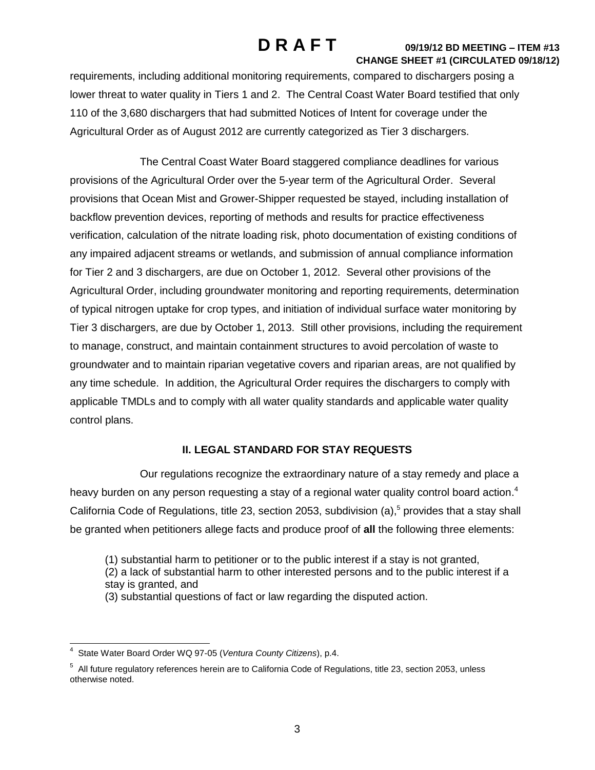requirements, including additional monitoring requirements, compared to dischargers posing a lower threat to water quality in Tiers 1 and 2. The Central Coast Water Board testified that only 110 of the 3,680 dischargers that had submitted Notices of Intent for coverage under the Agricultural Order as of August 2012 are currently categorized as Tier 3 dischargers.

The Central Coast Water Board staggered compliance deadlines for various provisions of the Agricultural Order over the 5-year term of the Agricultural Order. Several provisions that Ocean Mist and Grower-Shipper requested be stayed, including installation of backflow prevention devices, reporting of methods and results for practice effectiveness verification, calculation of the nitrate loading risk, photo documentation of existing conditions of any impaired adjacent streams or wetlands, and submission of annual compliance information for Tier 2 and 3 dischargers, are due on October 1, 2012. Several other provisions of the Agricultural Order, including groundwater monitoring and reporting requirements, determination of typical nitrogen uptake for crop types, and initiation of individual surface water monitoring by Tier 3 dischargers, are due by October 1, 2013. Still other provisions, including the requirement to manage, construct, and maintain containment structures to avoid percolation of waste to groundwater and to maintain riparian vegetative covers and riparian areas, are not qualified by any time schedule. In addition, the Agricultural Order requires the dischargers to comply with applicable TMDLs and to comply with all water quality standards and applicable water quality control plans.

## II. LEGAL STANDARD FOR STAY REQUESTS

Our regulations recognize the extraordinary nature of a stay remedy and place a heavy burden on any person requesting a stay of a regional water quality control board action.[4] California Code of Regulations, title 23, section 2053, subdivision (a),[5] provides that a stay shall be granted when petitioners allege facts and produce proof of **all** the following three elements:

(1) substantial harm to petitioner or to the public interest if a stay is not granted,
(2) a lack of substantial harm to other interested persons and to the public interest if a stay is granted, and
(3) substantial questions of fact or law regarding the disputed action.

---

[4] State Water Board Order WQ 97-05 (*Ventura County Citizens*), p.4.

[5] All future regulatory references herein are to California Code of Regulations, title 23, section 2053, unless otherwise noted.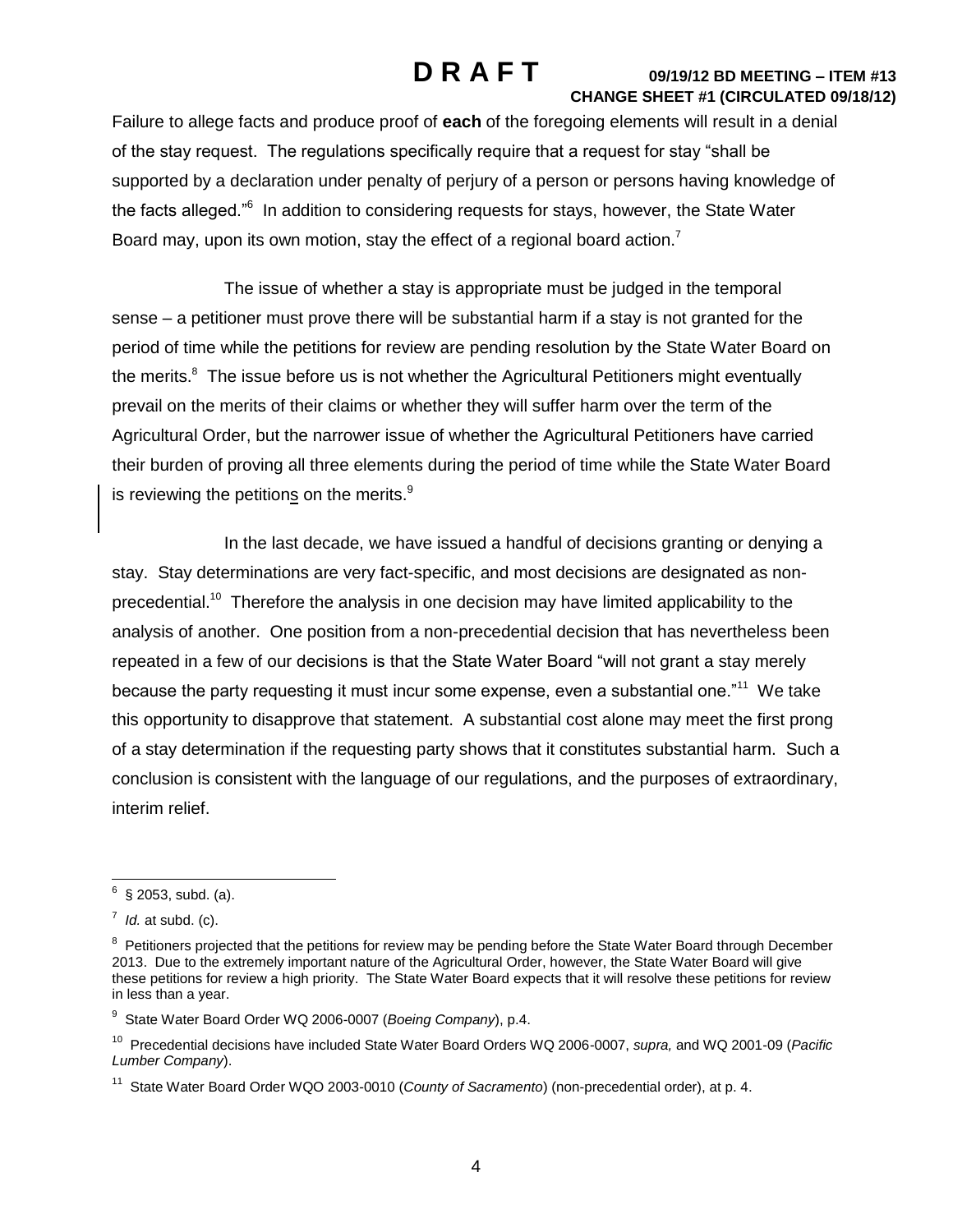Failure to allege facts and produce proof of **each** of the foregoing elements will result in a denial of the stay request. The regulations specifically require that a request for stay "shall be supported by a declaration under penalty of perjury of a person or persons having knowledge of the facts alleged."[6] In addition to considering requests for stays, however, the State Water Board may, upon its own motion, stay the effect of a regional board action.[7]

The issue of whether a stay is appropriate must be judged in the temporal sense – a petitioner must prove there will be substantial harm if a stay is not granted for the period of time while the petitions for review are pending resolution by the State Water Board on the merits.[8] The issue before us is not whether the Agricultural Petitioners might eventually prevail on the merits of their claims or whether they will suffer harm over the term of the Agricultural Order, but the narrower issue of whether the Agricultural Petitioners have carried their burden of proving all three elements during the period of time while the State Water Board is reviewing the petitions on the merits.[9]

In the last decade, we have issued a handful of decisions granting or denying a stay. Stay determinations are very fact-specific, and most decisions are designated as non-precedential.[10] Therefore the analysis in one decision may have limited applicability to the analysis of another. One position from a non-precedential decision that has nevertheless been repeated in a few of our decisions is that the State Water Board "will not grant a stay merely because the party requesting it must incur some expense, even a substantial one."[11] We take this opportunity to disapprove that statement. A substantial cost alone may meet the first prong of a stay determination if the requesting party shows that it constitutes substantial harm. Such a conclusion is consistent with the language of our regulations, and the purposes of extraordinary, interim relief.

---

[6] § 2053, subd. (a).

[7] *Id.* at subd. (c).

[8] Petitioners projected that the petitions for review may be pending before the State Water Board through December 2013. Due to the extremely important nature of the Agricultural Order, however, the State Water Board will give these petitions for review a high priority. The State Water Board expects that it will resolve these petitions for review in less than a year.

[9] State Water Board Order WQ 2006-0007 (*Boeing Company*), p.4.

[10] Precedential decisions have included State Water Board Orders WQ 2006-0007, *supra,* and WQ 2001-09 (*Pacific Lumber Company*).

[11] State Water Board Order WQO 2003-0010 (*County of Sacramento*) (non-precedential order), at p. 4.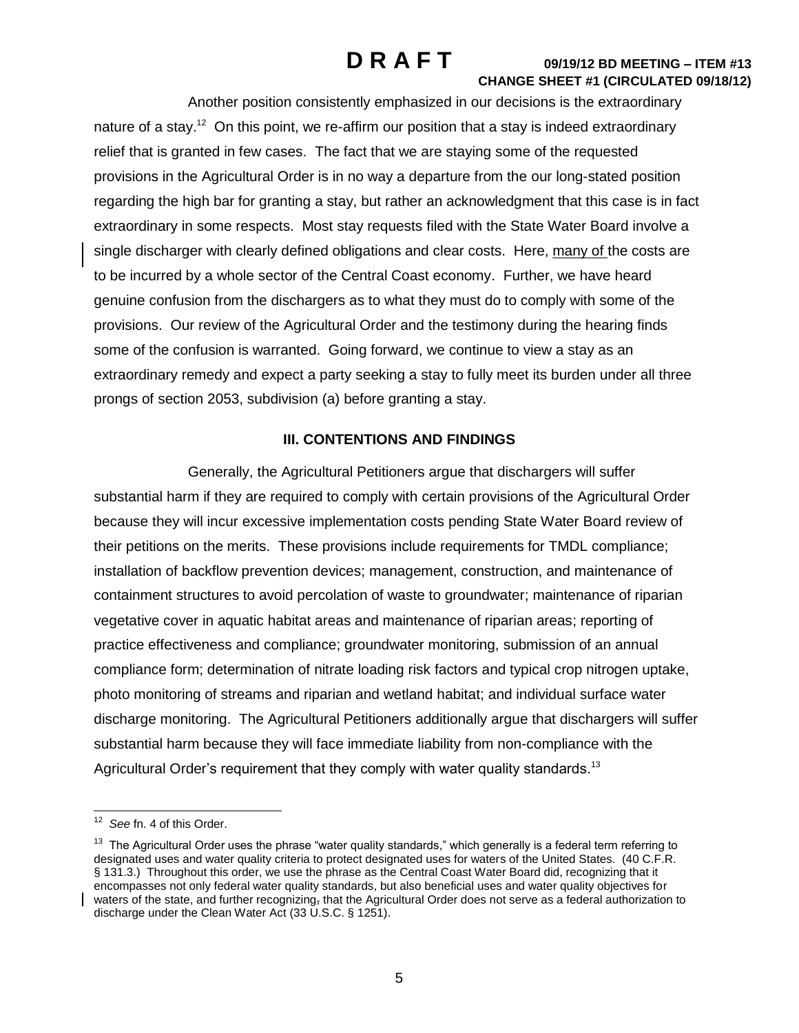Another position consistently emphasized in our decisions is the extraordinary nature of a stay.[12] On this point, we re-affirm our position that a stay is indeed extraordinary relief that is granted in few cases. The fact that we are staying some of the requested provisions in the Agricultural Order is in no way a departure from the our long-stated position regarding the high bar for granting a stay, but rather an acknowledgment that this case is in fact extraordinary in some respects. Most stay requests filed with the State Water Board involve a single discharger with clearly defined obligations and clear costs. Here, many of the costs are to be incurred by a whole sector of the Central Coast economy. Further, we have heard genuine confusion from the dischargers as to what they must do to comply with some of the provisions. Our review of the Agricultural Order and the testimony during the hearing finds some of the confusion is warranted. Going forward, we continue to view a stay as an extraordinary remedy and expect a party seeking a stay to fully meet its burden under all three prongs of section 2053, subdivision (a) before granting a stay.

## III. CONTENTIONS AND FINDINGS

Generally, the Agricultural Petitioners argue that dischargers will suffer substantial harm if they are required to comply with certain provisions of the Agricultural Order because they will incur excessive implementation costs pending State Water Board review of their petitions on the merits. These provisions include requirements for TMDL compliance; installation of backflow prevention devices; management, construction, and maintenance of containment structures to avoid percolation of waste to groundwater; maintenance of riparian vegetative cover in aquatic habitat areas and maintenance of riparian areas; reporting of practice effectiveness and compliance; groundwater monitoring, submission of an annual compliance form; determination of nitrate loading risk factors and typical crop nitrogen uptake, photo monitoring of streams and riparian and wetland habitat; and individual surface water discharge monitoring. The Agricultural Petitioners additionally argue that dischargers will suffer substantial harm because they will face immediate liability from non-compliance with the Agricultural Order's requirement that they comply with water quality standards.[13]

---

[12] *See* fn. 4 of this Order.

[13] The Agricultural Order uses the phrase "water quality standards," which generally is a federal term referring to designated uses and water quality criteria to protect designated uses for waters of the United States. (40 C.F.R. § 131.3.) Throughout this order, we use the phrase as the Central Coast Water Board did, recognizing that it encompasses not only federal water quality standards, but also beneficial uses and water quality objectives for waters of the state, and further recognizing, that the Agricultural Order does not serve as a federal authorization to discharge under the Clean Water Act (33 U.S.C. § 1251).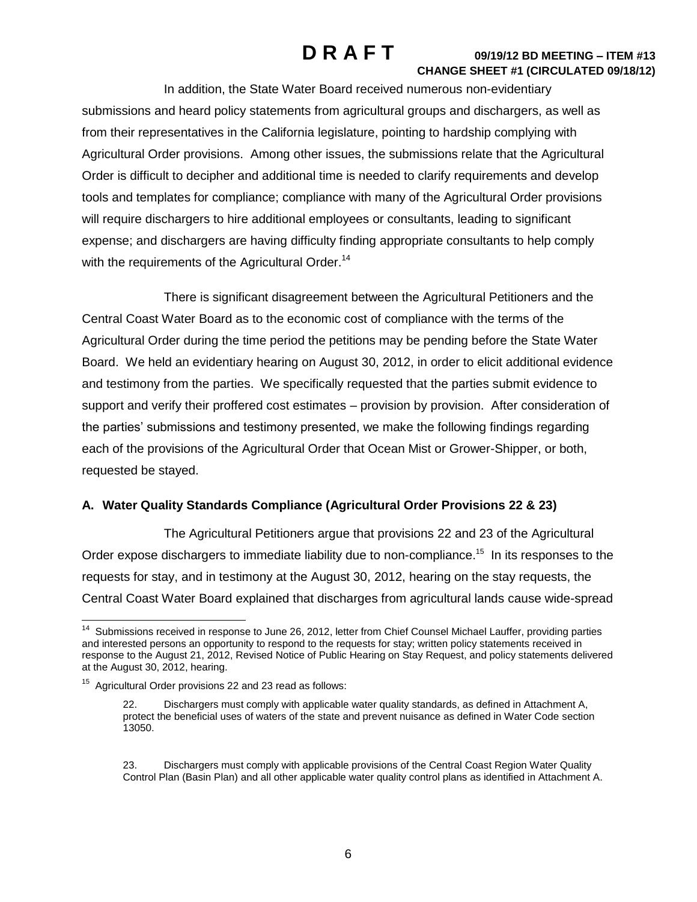In addition, the State Water Board received numerous non-evidentiary submissions and heard policy statements from agricultural groups and dischargers, as well as from their representatives in the California legislature, pointing to hardship complying with Agricultural Order provisions. Among other issues, the submissions relate that the Agricultural Order is difficult to decipher and additional time is needed to clarify requirements and develop tools and templates for compliance; compliance with many of the Agricultural Order provisions will require dischargers to hire additional employees or consultants, leading to significant expense; and dischargers are having difficulty finding appropriate consultants to help comply with the requirements of the Agricultural Order.[14]

There is significant disagreement between the Agricultural Petitioners and the Central Coast Water Board as to the economic cost of compliance with the terms of the Agricultural Order during the time period the petitions may be pending before the State Water Board. We held an evidentiary hearing on August 30, 2012, in order to elicit additional evidence and testimony from the parties. We specifically requested that the parties submit evidence to support and verify their proffered cost estimates – provision by provision. After consideration of the parties' submissions and testimony presented, we make the following findings regarding each of the provisions of the Agricultural Order that Ocean Mist or Grower-Shipper, or both, requested be stayed.

### A. Water Quality Standards Compliance (Agricultural Order Provisions 22 & 23)

The Agricultural Petitioners argue that provisions 22 and 23 of the Agricultural Order expose dischargers to immediate liability due to non-compliance.[15] In its responses to the requests for stay, and in testimony at the August 30, 2012, hearing on the stay requests, the Central Coast Water Board explained that discharges from agricultural lands cause wide-spread

---

[14] Submissions received in response to June 26, 2012, letter from Chief Counsel Michael Lauffer, providing parties and interested persons an opportunity to respond to the requests for stay; written policy statements received in response to the August 21, 2012, Revised Notice of Public Hearing on Stay Request, and policy statements delivered at the August 30, 2012, hearing.

[15] Agricultural Order provisions 22 and 23 read as follows:

> 22. Dischargers must comply with applicable water quality standards, as defined in Attachment A, protect the beneficial uses of waters of the state and prevent nuisance as defined in Water Code section 13050.
>
> 23. Dischargers must comply with applicable provisions of the Central Coast Region Water Quality Control Plan (Basin Plan) and all other applicable water quality control plans as identified in Attachment A.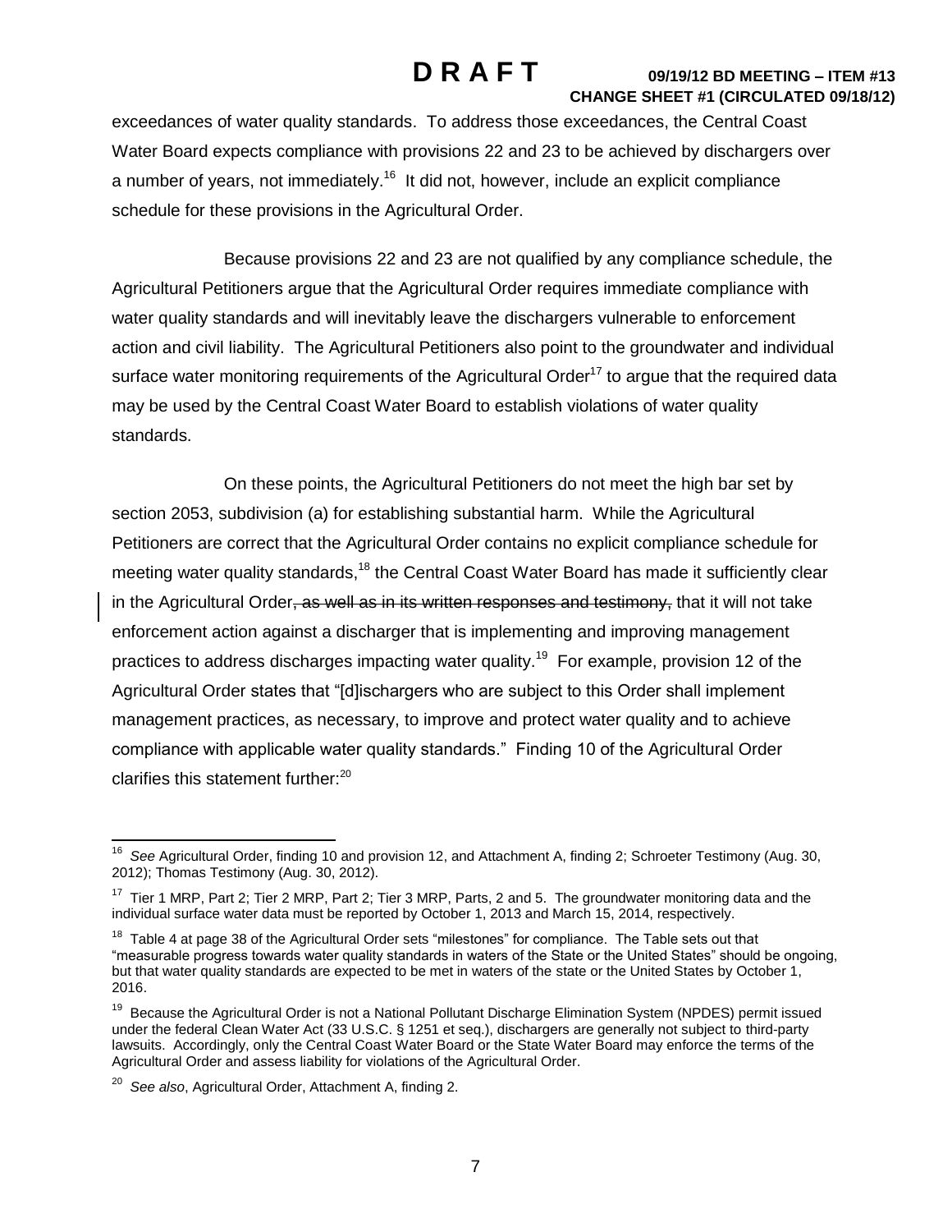exceedances of water quality standards. To address those exceedances, the Central Coast Water Board expects compliance with provisions 22 and 23 to be achieved by dischargers over a number of years, not immediately.[16] It did not, however, include an explicit compliance schedule for these provisions in the Agricultural Order.

Because provisions 22 and 23 are not qualified by any compliance schedule, the Agricultural Petitioners argue that the Agricultural Order requires immediate compliance with water quality standards and will inevitably leave the dischargers vulnerable to enforcement action and civil liability. The Agricultural Petitioners also point to the groundwater and individual surface water monitoring requirements of the Agricultural Order[17] to argue that the required data may be used by the Central Coast Water Board to establish violations of water quality standards.

On these points, the Agricultural Petitioners do not meet the high bar set by section 2053, subdivision (a) for establishing substantial harm. While the Agricultural Petitioners are correct that the Agricultural Order contains no explicit compliance schedule for meeting water quality standards,[18] the Central Coast Water Board has made it sufficiently clear in the Agricultural Order~~, as well as in its written responses and testimony,~~ that it will not take enforcement action against a discharger that is implementing and improving management practices to address discharges impacting water quality.[19] For example, provision 12 of the Agricultural Order states that "[d]ischargers who are subject to this Order shall implement management practices, as necessary, to improve and protect water quality and to achieve compliance with applicable water quality standards." Finding 10 of the Agricultural Order clarifies this statement further:[20]

---

[16] *See* Agricultural Order, finding 10 and provision 12, and Attachment A, finding 2; Schroeter Testimony (Aug. 30, 2012); Thomas Testimony (Aug. 30, 2012).

[17] Tier 1 MRP, Part 2; Tier 2 MRP, Part 2; Tier 3 MRP, Parts, 2 and 5. The groundwater monitoring data and the individual surface water data must be reported by October 1, 2013 and March 15, 2014, respectively.

[18] Table 4 at page 38 of the Agricultural Order sets "milestones" for compliance. The Table sets out that "measurable progress towards water quality standards in waters of the State or the United States" should be ongoing, but that water quality standards are expected to be met in waters of the state or the United States by October 1, 2016.

[19] Because the Agricultural Order is not a National Pollutant Discharge Elimination System (NPDES) permit issued under the federal Clean Water Act (33 U.S.C. § 1251 et seq.), dischargers are generally not subject to third-party lawsuits. Accordingly, only the Central Coast Water Board or the State Water Board may enforce the terms of the Agricultural Order and assess liability for violations of the Agricultural Order.

[20] *See also*, Agricultural Order, Attachment A, finding 2.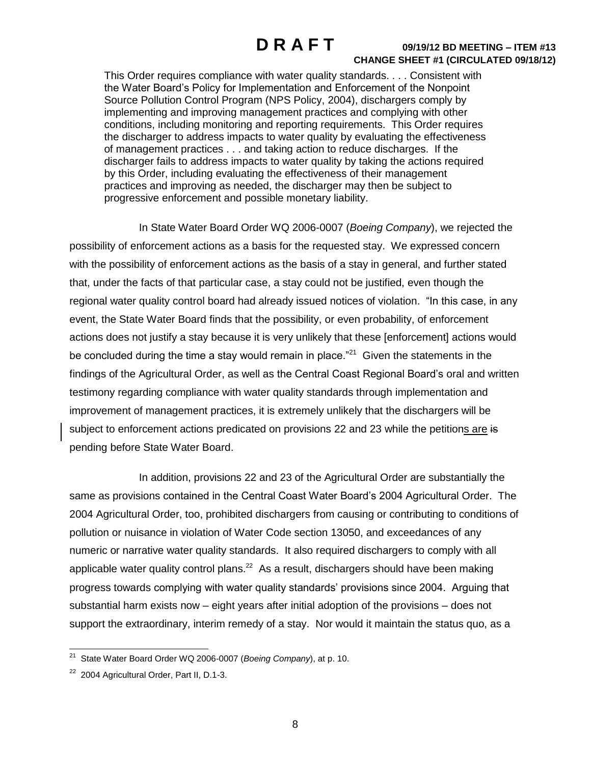This Order requires compliance with water quality standards. . . . Consistent with the Water Board's Policy for Implementation and Enforcement of the Nonpoint Source Pollution Control Program (NPS Policy, 2004), dischargers comply by implementing and improving management practices and complying with other conditions, including monitoring and reporting requirements. This Order requires the discharger to address impacts to water quality by evaluating the effectiveness of management practices . . . and taking action to reduce discharges. If the discharger fails to address impacts to water quality by taking the actions required by this Order, including evaluating the effectiveness of their management practices and improving as needed, the discharger may then be subject to progressive enforcement and possible monetary liability.

In State Water Board Order WQ 2006-0007 (*Boeing Company*), we rejected the possibility of enforcement actions as a basis for the requested stay. We expressed concern with the possibility of enforcement actions as the basis of a stay in general, and further stated that, under the facts of that particular case, a stay could not be justified, even though the regional water quality control board had already issued notices of violation. "In this case, in any event, the State Water Board finds that the possibility, or even probability, of enforcement actions does not justify a stay because it is very unlikely that these [enforcement] actions would be concluded during the time a stay would remain in place."[21] Given the statements in the findings of the Agricultural Order, as well as the Central Coast Regional Board's oral and written testimony regarding compliance with water quality standards through implementation and improvement of management practices, it is extremely unlikely that the dischargers will be subject to enforcement actions predicated on provisions 22 and 23 while the petitions are ~~is~~ pending before State Water Board.

In addition, provisions 22 and 23 of the Agricultural Order are substantially the same as provisions contained in the Central Coast Water Board's 2004 Agricultural Order. The 2004 Agricultural Order, too, prohibited dischargers from causing or contributing to conditions of pollution or nuisance in violation of Water Code section 13050, and exceedances of any numeric or narrative water quality standards. It also required dischargers to comply with all applicable water quality control plans.[22] As a result, dischargers should have been making progress towards complying with water quality standards' provisions since 2004. Arguing that substantial harm exists now – eight years after initial adoption of the provisions – does not support the extraordinary, interim remedy of a stay. Nor would it maintain the status quo, as a

---

[21] State Water Board Order WQ 2006-0007 (*Boeing Company*), at p. 10.

[22] 2004 Agricultural Order, Part II, D.1-3.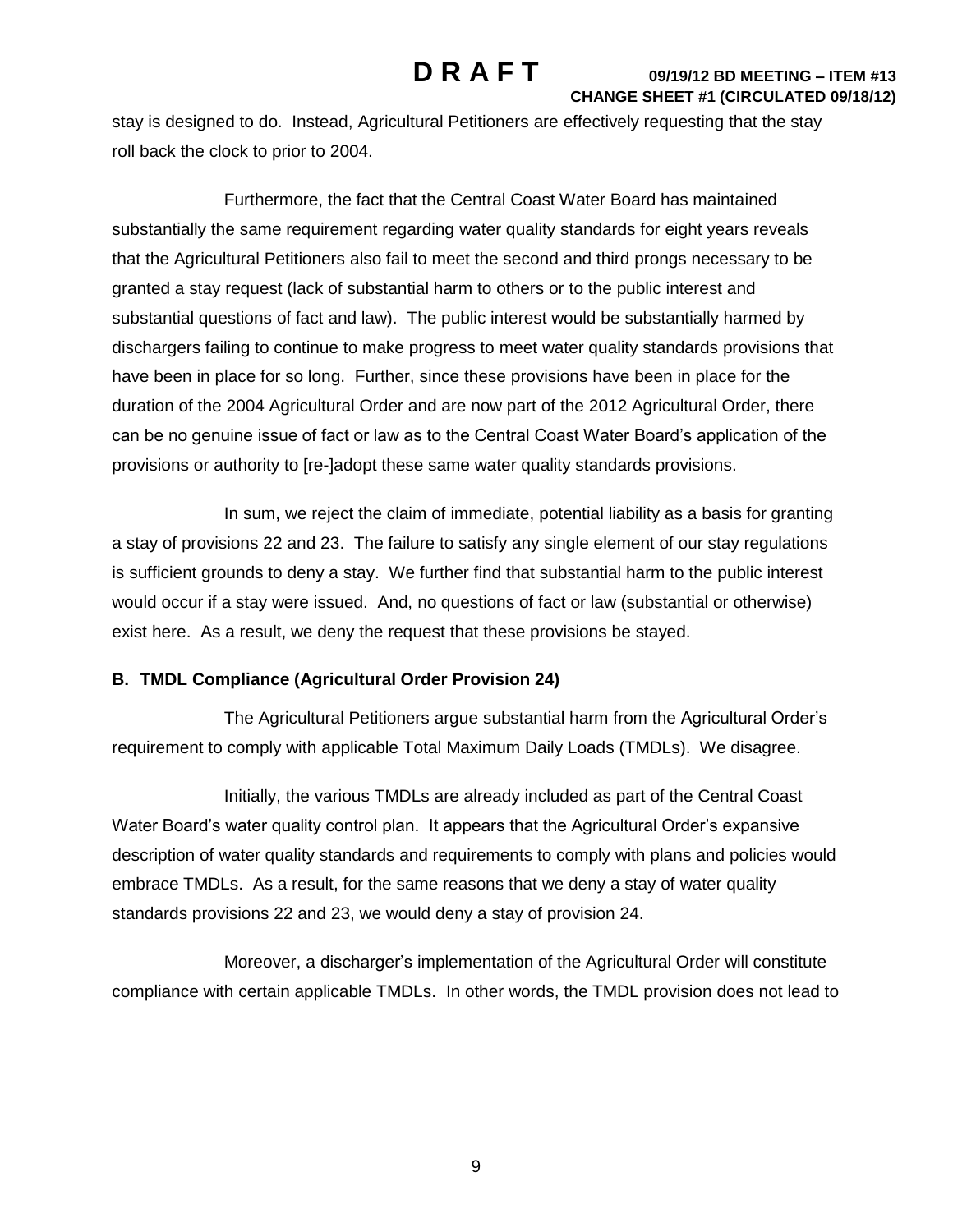stay is designed to do. Instead, Agricultural Petitioners are effectively requesting that the stay roll back the clock to prior to 2004.

Furthermore, the fact that the Central Coast Water Board has maintained substantially the same requirement regarding water quality standards for eight years reveals that the Agricultural Petitioners also fail to meet the second and third prongs necessary to be granted a stay request (lack of substantial harm to others or to the public interest and substantial questions of fact and law). The public interest would be substantially harmed by dischargers failing to continue to make progress to meet water quality standards provisions that have been in place for so long. Further, since these provisions have been in place for the duration of the 2004 Agricultural Order and are now part of the 2012 Agricultural Order, there can be no genuine issue of fact or law as to the Central Coast Water Board's application of the provisions or authority to [re-]adopt these same water quality standards provisions.

In sum, we reject the claim of immediate, potential liability as a basis for granting a stay of provisions 22 and 23. The failure to satisfy any single element of our stay regulations is sufficient grounds to deny a stay. We further find that substantial harm to the public interest would occur if a stay were issued. And, no questions of fact or law (substantial or otherwise) exist here. As a result, we deny the request that these provisions be stayed.

**B. TMDL Compliance (Agricultural Order Provision 24)**

The Agricultural Petitioners argue substantial harm from the Agricultural Order's requirement to comply with applicable Total Maximum Daily Loads (TMDLs). We disagree.

Initially, the various TMDLs are already included as part of the Central Coast Water Board's water quality control plan. It appears that the Agricultural Order's expansive description of water quality standards and requirements to comply with plans and policies would embrace TMDLs. As a result, for the same reasons that we deny a stay of water quality standards provisions 22 and 23, we would deny a stay of provision 24.

Moreover, a discharger's implementation of the Agricultural Order will constitute compliance with certain applicable TMDLs. In other words, the TMDL provision does not lead to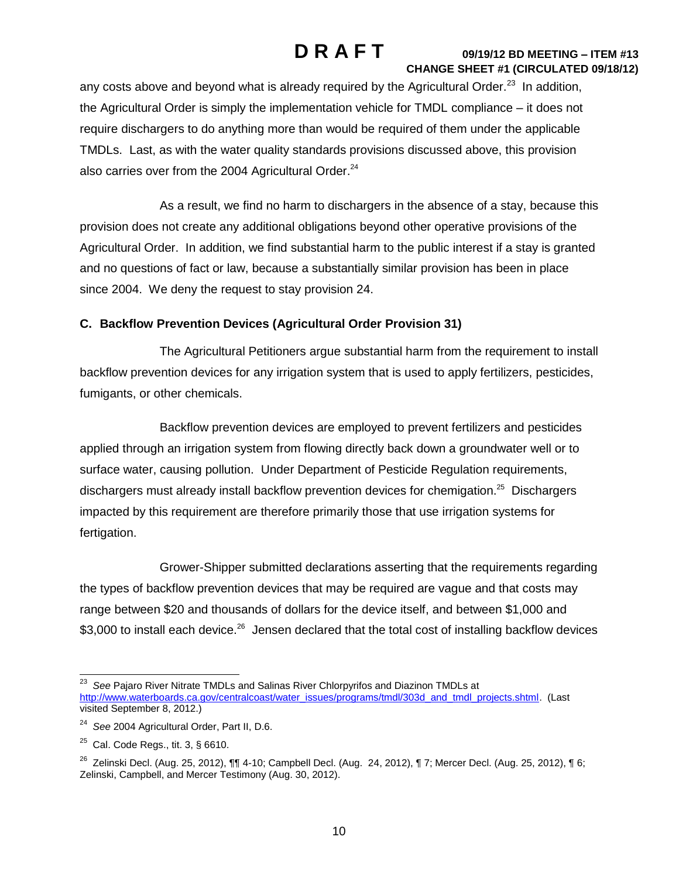any costs above and beyond what is already required by the Agricultural Order.[23] In addition, the Agricultural Order is simply the implementation vehicle for TMDL compliance – it does not require dischargers to do anything more than would be required of them under the applicable TMDLs. Last, as with the water quality standards provisions discussed above, this provision also carries over from the 2004 Agricultural Order.[24]

As a result, we find no harm to dischargers in the absence of a stay, because this provision does not create any additional obligations beyond other operative provisions of the Agricultural Order. In addition, we find substantial harm to the public interest if a stay is granted and no questions of fact or law, because a substantially similar provision has been in place since 2004. We deny the request to stay provision 24.

### C. Backflow Prevention Devices (Agricultural Order Provision 31)

The Agricultural Petitioners argue substantial harm from the requirement to install backflow prevention devices for any irrigation system that is used to apply fertilizers, pesticides, fumigants, or other chemicals.

Backflow prevention devices are employed to prevent fertilizers and pesticides applied through an irrigation system from flowing directly back down a groundwater well or to surface water, causing pollution. Under Department of Pesticide Regulation requirements, dischargers must already install backflow prevention devices for chemigation.[25] Dischargers impacted by this requirement are therefore primarily those that use irrigation systems for fertigation.

Grower-Shipper submitted declarations asserting that the requirements regarding the types of backflow prevention devices that may be required are vague and that costs may range between $20 and thousands of dollars for the device itself, and between $1,000 and $3,000 to install each device.[26] Jensen declared that the total cost of installing backflow devices

---

[23] *See* Pajaro River Nitrate TMDLs and Salinas River Chlorpyrifos and Diazinon TMDLs at http://www.waterboards.ca.gov/centralcoast/water_issues/programs/tmdl/303d_and_tmdl_projects.shtml. (Last visited September 8, 2012.)

[24] *See* 2004 Agricultural Order, Part II, D.6.

[25] Cal. Code Regs., tit. 3, § 6610.

[26] Zelinski Decl. (Aug. 25, 2012), ¶¶ 4-10; Campbell Decl. (Aug. 24, 2012), ¶ 7; Mercer Decl. (Aug. 25, 2012), ¶ 6; Zelinski, Campbell, and Mercer Testimony (Aug. 30, 2012).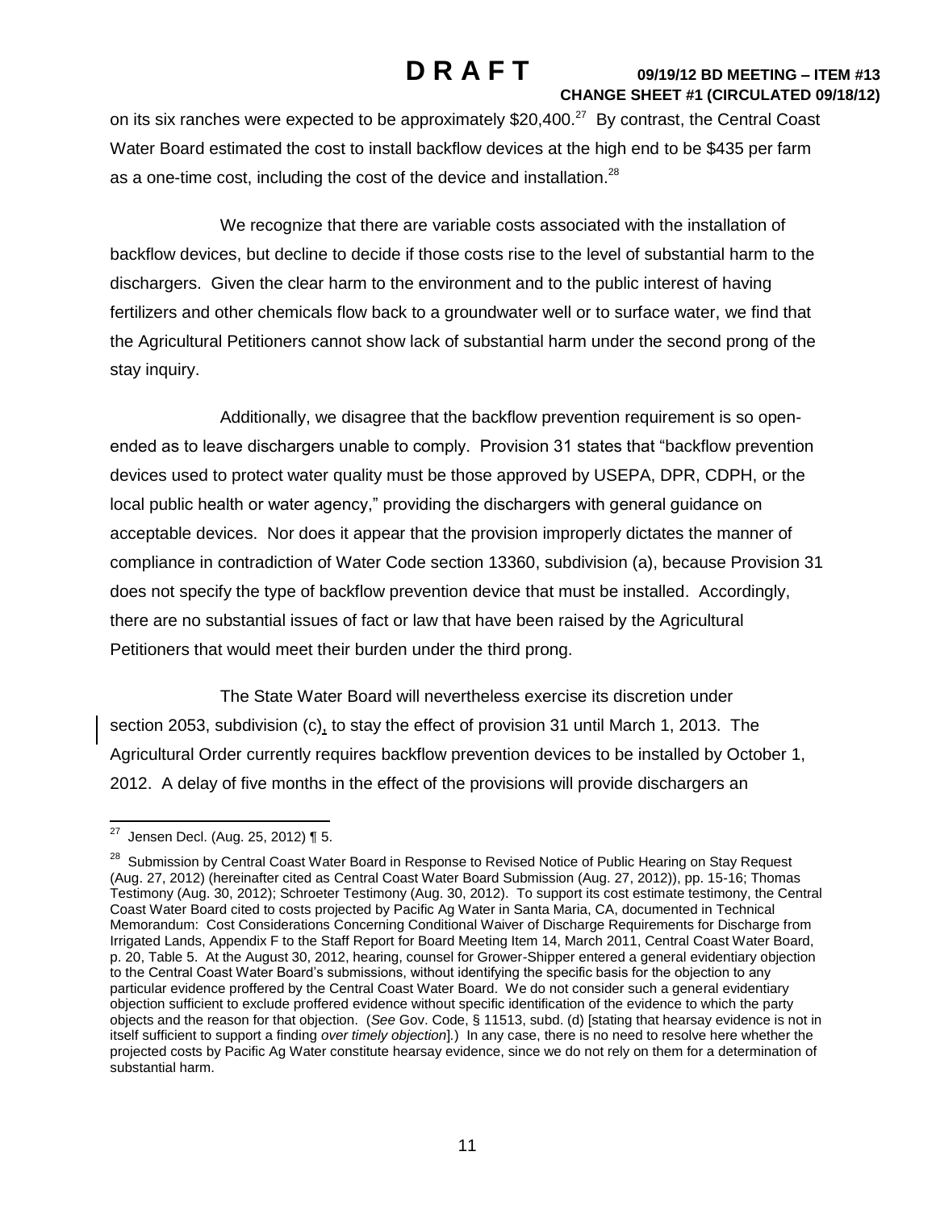on its six ranches were expected to be approximately $20,400.[27] By contrast, the Central Coast Water Board estimated the cost to install backflow devices at the high end to be $435 per farm as a one-time cost, including the cost of the device and installation.[28]

We recognize that there are variable costs associated with the installation of backflow devices, but decline to decide if those costs rise to the level of substantial harm to the dischargers. Given the clear harm to the environment and to the public interest of having fertilizers and other chemicals flow back to a groundwater well or to surface water, we find that the Agricultural Petitioners cannot show lack of substantial harm under the second prong of the stay inquiry.

Additionally, we disagree that the backflow prevention requirement is so open-ended as to leave dischargers unable to comply. Provision 31 states that "backflow prevention devices used to protect water quality must be those approved by USEPA, DPR, CDPH, or the local public health or water agency," providing the dischargers with general guidance on acceptable devices. Nor does it appear that the provision improperly dictates the manner of compliance in contradiction of Water Code section 13360, subdivision (a), because Provision 31 does not specify the type of backflow prevention device that must be installed. Accordingly, there are no substantial issues of fact or law that have been raised by the Agricultural Petitioners that would meet their burden under the third prong.

The State Water Board will nevertheless exercise its discretion under section 2053, subdivision (c), to stay the effect of provision 31 until March 1, 2013. The Agricultural Order currently requires backflow prevention devices to be installed by October 1, 2012. A delay of five months in the effect of the provisions will provide dischargers an

---

[27] Jensen Decl. (Aug. 25, 2012) ¶ 5.

[28] Submission by Central Coast Water Board in Response to Revised Notice of Public Hearing on Stay Request (Aug. 27, 2012) (hereinafter cited as Central Coast Water Board Submission (Aug. 27, 2012)), pp. 15-16; Thomas Testimony (Aug. 30, 2012); Schroeter Testimony (Aug. 30, 2012). To support its cost estimate testimony, the Central Coast Water Board cited to costs projected by Pacific Ag Water in Santa Maria, CA, documented in Technical Memorandum: Cost Considerations Concerning Conditional Waiver of Discharge Requirements for Discharge from Irrigated Lands, Appendix F to the Staff Report for Board Meeting Item 14, March 2011, Central Coast Water Board, p. 20, Table 5. At the August 30, 2012, hearing, counsel for Grower-Shipper entered a general evidentiary objection to the Central Coast Water Board's submissions, without identifying the specific basis for the objection to any particular evidence proffered by the Central Coast Water Board. We do not consider such a general evidentiary objection sufficient to exclude proffered evidence without specific identification of the evidence to which the party objects and the reason for that objection. (*See* Gov. Code, § 11513, subd. (d) [stating that hearsay evidence is not in itself sufficient to support a finding *over timely objection*].) In any case, there is no need to resolve here whether the projected costs by Pacific Ag Water constitute hearsay evidence, since we do not rely on them for a determination of substantial harm.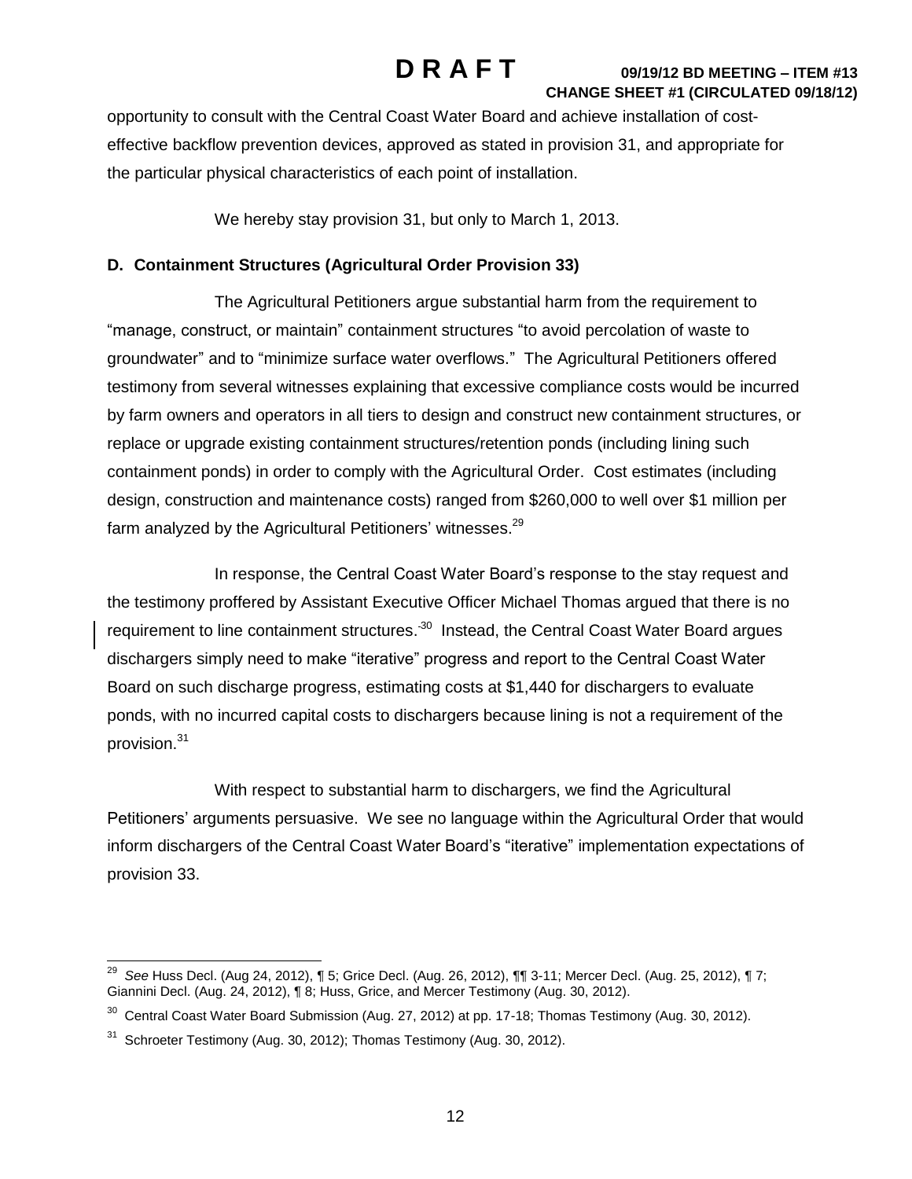opportunity to consult with the Central Coast Water Board and achieve installation of cost-effective backflow prevention devices, approved as stated in provision 31, and appropriate for the particular physical characteristics of each point of installation.

We hereby stay provision 31, but only to March 1, 2013.

**D. Containment Structures (Agricultural Order Provision 33)**

The Agricultural Petitioners argue substantial harm from the requirement to "manage, construct, or maintain" containment structures "to avoid percolation of waste to groundwater" and to "minimize surface water overflows." The Agricultural Petitioners offered testimony from several witnesses explaining that excessive compliance costs would be incurred by farm owners and operators in all tiers to design and construct new containment structures, or replace or upgrade existing containment structures/retention ponds (including lining such containment ponds) in order to comply with the Agricultural Order. Cost estimates (including design, construction and maintenance costs) ranged from $260,000 to well over $1 million per farm analyzed by the Agricultural Petitioners' witnesses.[29]

In response, the Central Coast Water Board's response to the stay request and the testimony proffered by Assistant Executive Officer Michael Thomas argued that there is no requirement to line containment structures.[30] Instead, the Central Coast Water Board argues dischargers simply need to make "iterative" progress and report to the Central Coast Water Board on such discharge progress, estimating costs at $1,440 for dischargers to evaluate ponds, with no incurred capital costs to dischargers because lining is not a requirement of the provision.[31]

With respect to substantial harm to dischargers, we find the Agricultural Petitioners' arguments persuasive. We see no language within the Agricultural Order that would inform dischargers of the Central Coast Water Board's "iterative" implementation expectations of provision 33.

---

[29] *See* Huss Decl. (Aug 24, 2012), ¶ 5; Grice Decl. (Aug. 26, 2012), ¶¶ 3-11; Mercer Decl. (Aug. 25, 2012), ¶ 7; Giannini Decl. (Aug. 24, 2012), ¶ 8; Huss, Grice, and Mercer Testimony (Aug. 30, 2012).

[30] Central Coast Water Board Submission (Aug. 27, 2012) at pp. 17-18; Thomas Testimony (Aug. 30, 2012).

[31] Schroeter Testimony (Aug. 30, 2012); Thomas Testimony (Aug. 30, 2012).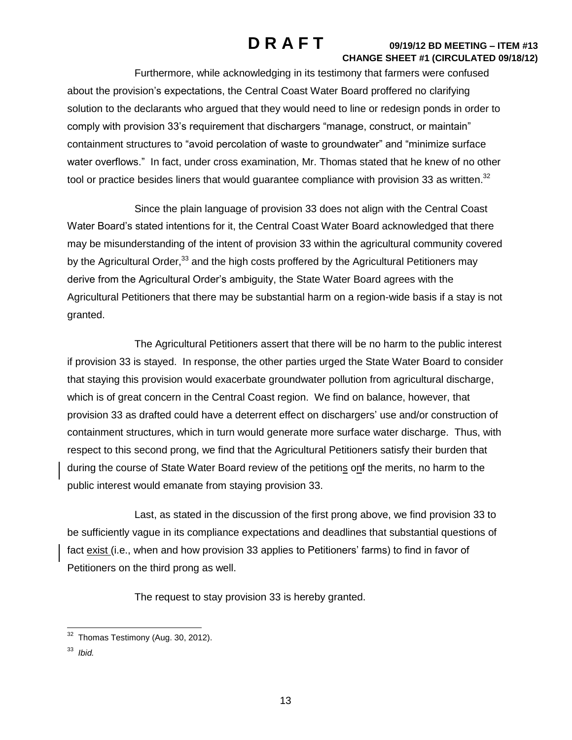Furthermore, while acknowledging in its testimony that farmers were confused about the provision's expectations, the Central Coast Water Board proffered no clarifying solution to the declarants who argued that they would need to line or redesign ponds in order to comply with provision 33's requirement that dischargers "manage, construct, or maintain" containment structures to "avoid percolation of waste to groundwater" and "minimize surface water overflows." In fact, under cross examination, Mr. Thomas stated that he knew of no other tool or practice besides liners that would guarantee compliance with provision 33 as written.[32]

Since the plain language of provision 33 does not align with the Central Coast Water Board's stated intentions for it, the Central Coast Water Board acknowledged that there may be misunderstanding of the intent of provision 33 within the agricultural community covered by the Agricultural Order,[33] and the high costs proffered by the Agricultural Petitioners may derive from the Agricultural Order's ambiguity, the State Water Board agrees with the Agricultural Petitioners that there may be substantial harm on a region-wide basis if a stay is not granted.

The Agricultural Petitioners assert that there will be no harm to the public interest if provision 33 is stayed. In response, the other parties urged the State Water Board to consider that staying this provision would exacerbate groundwater pollution from agricultural discharge, which is of great concern in the Central Coast region. We find on balance, however, that provision 33 as drafted could have a deterrent effect on dischargers' use and/or construction of containment structures, which in turn would generate more surface water discharge. Thus, with respect to this second prong, we find that the Agricultural Petitioners satisfy their burden that during the course of State Water Board review of the petitions on the merits, no harm to the public interest would emanate from staying provision 33.

Last, as stated in the discussion of the first prong above, we find provision 33 to be sufficiently vague in its compliance expectations and deadlines that substantial questions of fact exist (i.e., when and how provision 33 applies to Petitioners' farms) to find in favor of Petitioners on the third prong as well.

The request to stay provision 33 is hereby granted.

---

[32] Thomas Testimony (Aug. 30, 2012).

[33] *Ibid.*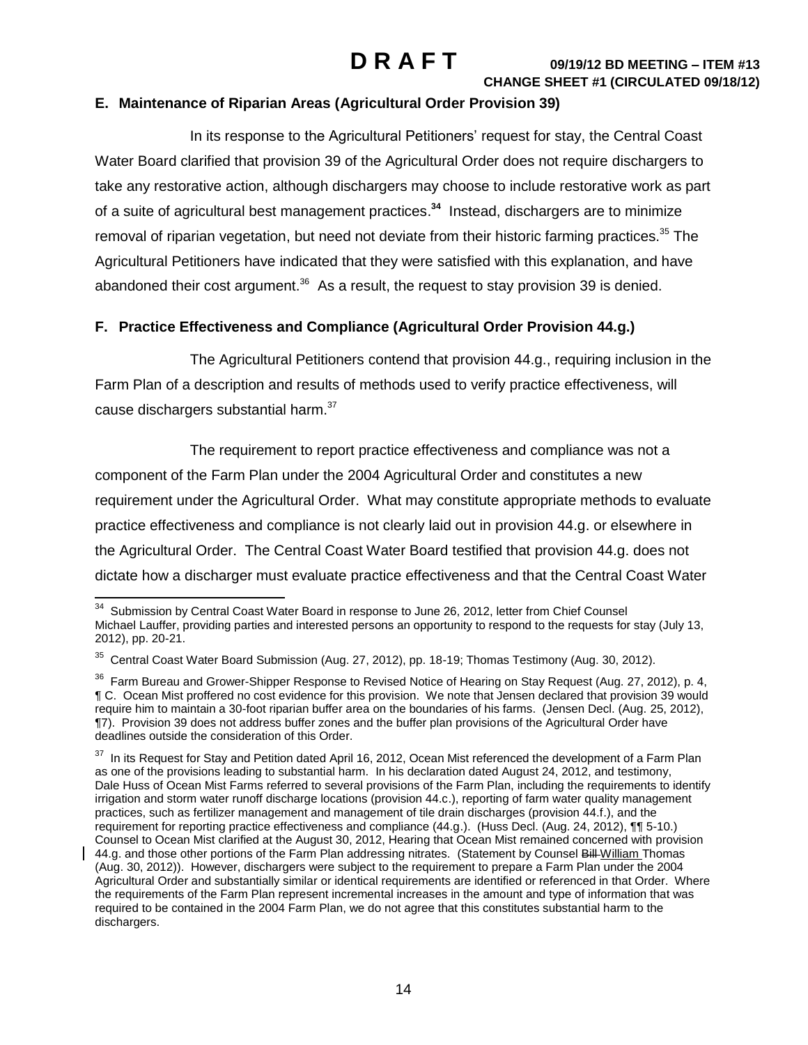## E. Maintenance of Riparian Areas (Agricultural Order Provision 39)

In its response to the Agricultural Petitioners' request for stay, the Central Coast Water Board clarified that provision 39 of the Agricultural Order does not require dischargers to take any restorative action, although dischargers may choose to include restorative work as part of a suite of agricultural best management practices.[34] Instead, dischargers are to minimize removal of riparian vegetation, but need not deviate from their historic farming practices.[35] The Agricultural Petitioners have indicated that they were satisfied with this explanation, and have abandoned their cost argument.[36] As a result, the request to stay provision 39 is denied.

## F. Practice Effectiveness and Compliance (Agricultural Order Provision 44.g.)

The Agricultural Petitioners contend that provision 44.g., requiring inclusion in the Farm Plan of a description and results of methods used to verify practice effectiveness, will cause dischargers substantial harm.[37]

The requirement to report practice effectiveness and compliance was not a component of the Farm Plan under the 2004 Agricultural Order and constitutes a new requirement under the Agricultural Order. What may constitute appropriate methods to evaluate practice effectiveness and compliance is not clearly laid out in provision 44.g. or elsewhere in the Agricultural Order. The Central Coast Water Board testified that provision 44.g. does not dictate how a discharger must evaluate practice effectiveness and that the Central Coast Water

---

[34] Submission by Central Coast Water Board in response to June 26, 2012, letter from Chief Counsel Michael Lauffer, providing parties and interested persons an opportunity to respond to the requests for stay (July 13, 2012), pp. 20-21.

[35] Central Coast Water Board Submission (Aug. 27, 2012), pp. 18-19; Thomas Testimony (Aug. 30, 2012).

[36] Farm Bureau and Grower-Shipper Response to Revised Notice of Hearing on Stay Request (Aug. 27, 2012), p. 4, ¶ C. Ocean Mist proffered no cost evidence for this provision. We note that Jensen declared that provision 39 would require him to maintain a 30-foot riparian buffer area on the boundaries of his farms. (Jensen Decl. (Aug. 25, 2012), ¶7). Provision 39 does not address buffer zones and the buffer plan provisions of the Agricultural Order have deadlines outside the consideration of this Order.

[37] In its Request for Stay and Petition dated April 16, 2012, Ocean Mist referenced the development of a Farm Plan as one of the provisions leading to substantial harm. In his declaration dated August 24, 2012, and testimony, Dale Huss of Ocean Mist Farms referred to several provisions of the Farm Plan, including the requirements to identify irrigation and storm water runoff discharge locations (provision 44.c.), reporting of farm water quality management practices, such as fertilizer management and management of tile drain discharges (provision 44.f.), and the requirement for reporting practice effectiveness and compliance (44.g.). (Huss Decl. (Aug. 24, 2012), ¶¶ 5-10.) Counsel to Ocean Mist clarified at the August 30, 2012, Hearing that Ocean Mist remained concerned with provision 44.g. and those other portions of the Farm Plan addressing nitrates. (Statement by Counsel ~~Bill~~ William Thomas (Aug. 30, 2012)). However, dischargers were subject to the requirement to prepare a Farm Plan under the 2004 Agricultural Order and substantially similar or identical requirements are identified or referenced in that Order. Where the requirements of the Farm Plan represent incremental increases in the amount and type of information that was required to be contained in the 2004 Farm Plan, we do not agree that this constitutes substantial harm to the dischargers.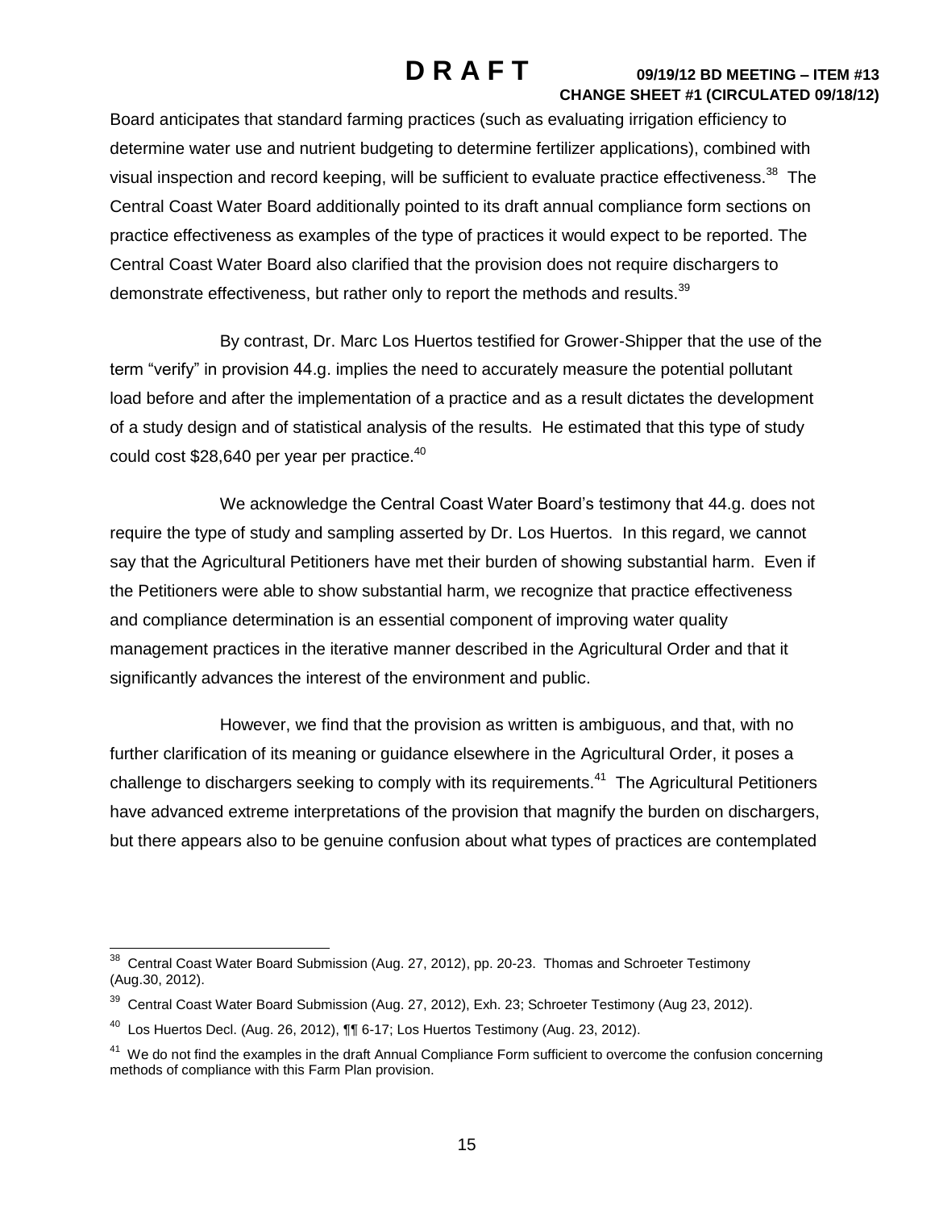Board anticipates that standard farming practices (such as evaluating irrigation efficiency to determine water use and nutrient budgeting to determine fertilizer applications), combined with visual inspection and record keeping, will be sufficient to evaluate practice effectiveness.[38] The Central Coast Water Board additionally pointed to its draft annual compliance form sections on practice effectiveness as examples of the type of practices it would expect to be reported. The Central Coast Water Board also clarified that the provision does not require dischargers to demonstrate effectiveness, but rather only to report the methods and results.[39]

By contrast, Dr. Marc Los Huertos testified for Grower-Shipper that the use of the term "verify" in provision 44.g. implies the need to accurately measure the potential pollutant load before and after the implementation of a practice and as a result dictates the development of a study design and of statistical analysis of the results. He estimated that this type of study could cost $28,640 per year per practice.[40]

We acknowledge the Central Coast Water Board's testimony that 44.g. does not require the type of study and sampling asserted by Dr. Los Huertos. In this regard, we cannot say that the Agricultural Petitioners have met their burden of showing substantial harm. Even if the Petitioners were able to show substantial harm, we recognize that practice effectiveness and compliance determination is an essential component of improving water quality management practices in the iterative manner described in the Agricultural Order and that it significantly advances the interest of the environment and public.

However, we find that the provision as written is ambiguous, and that, with no further clarification of its meaning or guidance elsewhere in the Agricultural Order, it poses a challenge to dischargers seeking to comply with its requirements.[41] The Agricultural Petitioners have advanced extreme interpretations of the provision that magnify the burden on dischargers, but there appears also to be genuine confusion about what types of practices are contemplated

---

[38] Central Coast Water Board Submission (Aug. 27, 2012), pp. 20-23. Thomas and Schroeter Testimony (Aug.30, 2012).

[39] Central Coast Water Board Submission (Aug. 27, 2012), Exh. 23; Schroeter Testimony (Aug 23, 2012).

[40] Los Huertos Decl. (Aug. 26, 2012), ¶¶ 6-17; Los Huertos Testimony (Aug. 23, 2012).

[41] We do not find the examples in the draft Annual Compliance Form sufficient to overcome the confusion concerning methods of compliance with this Farm Plan provision.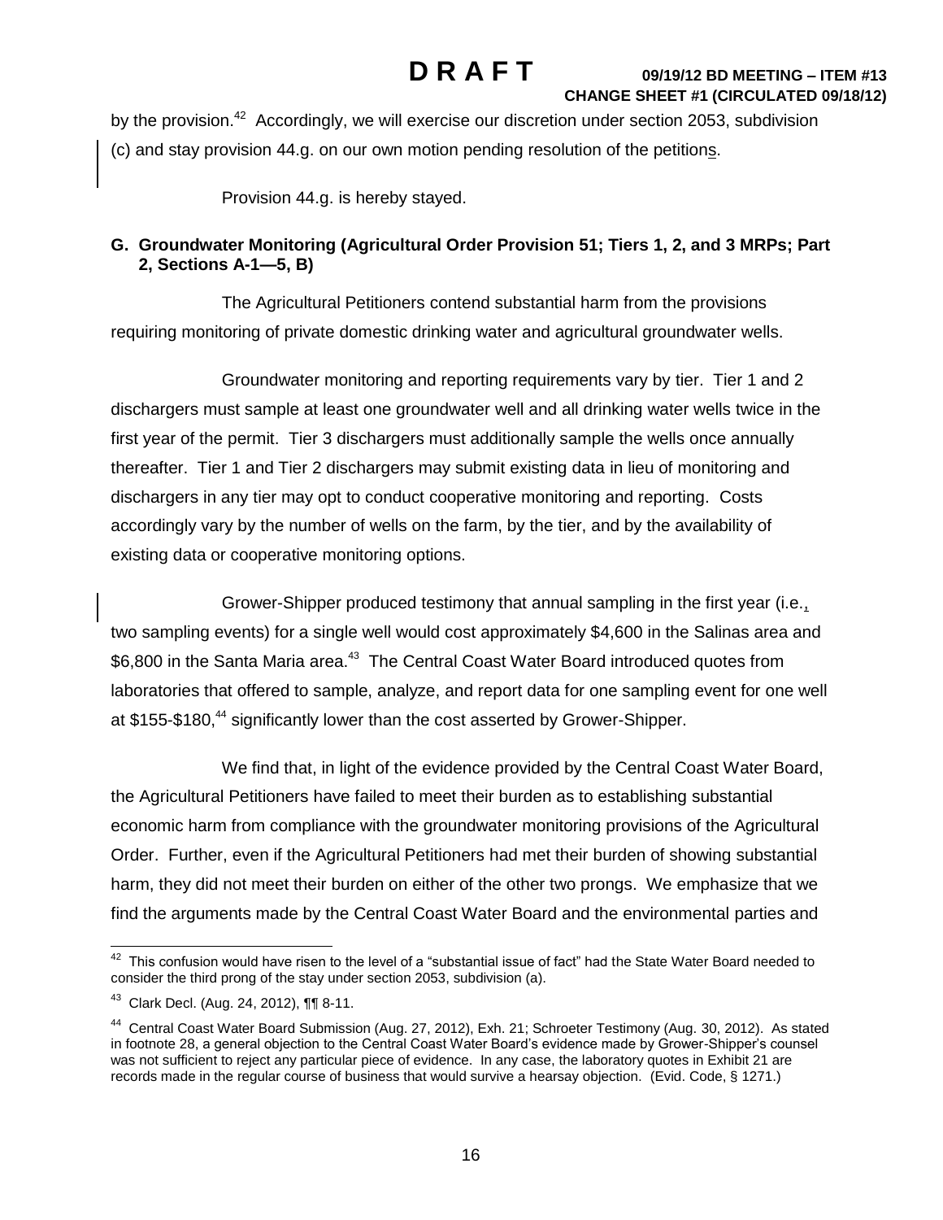by the provision.[42] Accordingly, we will exercise our discretion under section 2053, subdivision (c) and stay provision 44.g. on our own motion pending resolution of the petitions.

Provision 44.g. is hereby stayed.

**G. Groundwater Monitoring (Agricultural Order Provision 51; Tiers 1, 2, and 3 MRPs; Part 2, Sections A-1—5, B)**

The Agricultural Petitioners contend substantial harm from the provisions requiring monitoring of private domestic drinking water and agricultural groundwater wells.

Groundwater monitoring and reporting requirements vary by tier. Tier 1 and 2 dischargers must sample at least one groundwater well and all drinking water wells twice in the first year of the permit. Tier 3 dischargers must additionally sample the wells once annually thereafter. Tier 1 and Tier 2 dischargers may submit existing data in lieu of monitoring and dischargers in any tier may opt to conduct cooperative monitoring and reporting. Costs accordingly vary by the number of wells on the farm, by the tier, and by the availability of existing data or cooperative monitoring options.

Grower-Shipper produced testimony that annual sampling in the first year (i.e., two sampling events) for a single well would cost approximately $4,600 in the Salinas area and $6,800 in the Santa Maria area.[43] The Central Coast Water Board introduced quotes from laboratories that offered to sample, analyze, and report data for one sampling event for one well at $155-$180,[44] significantly lower than the cost asserted by Grower-Shipper.

We find that, in light of the evidence provided by the Central Coast Water Board, the Agricultural Petitioners have failed to meet their burden as to establishing substantial economic harm from compliance with the groundwater monitoring provisions of the Agricultural Order. Further, even if the Agricultural Petitioners had met their burden of showing substantial harm, they did not meet their burden on either of the other two prongs. We emphasize that we find the arguments made by the Central Coast Water Board and the environmental parties and

---

[42] This confusion would have risen to the level of a "substantial issue of fact" had the State Water Board needed to consider the third prong of the stay under section 2053, subdivision (a).

[43] Clark Decl. (Aug. 24, 2012), ¶¶ 8-11.

[44] Central Coast Water Board Submission (Aug. 27, 2012), Exh. 21; Schroeter Testimony (Aug. 30, 2012). As stated in footnote 28, a general objection to the Central Coast Water Board's evidence made by Grower-Shipper's counsel was not sufficient to reject any particular piece of evidence. In any case, the laboratory quotes in Exhibit 21 are records made in the regular course of business that would survive a hearsay objection. (Evid. Code, § 1271.)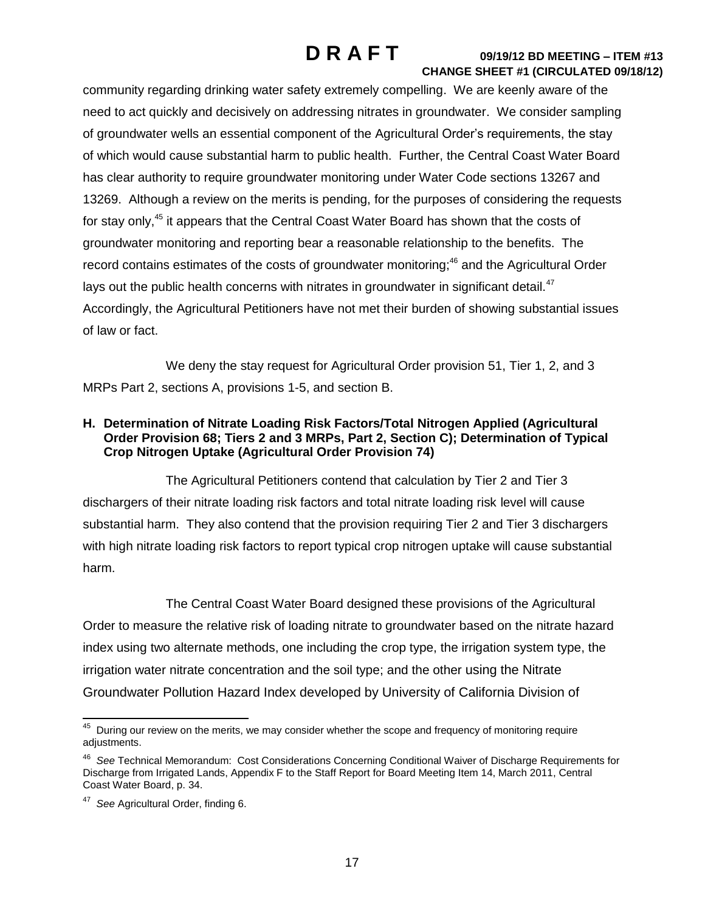community regarding drinking water safety extremely compelling. We are keenly aware of the need to act quickly and decisively on addressing nitrates in groundwater. We consider sampling of groundwater wells an essential component of the Agricultural Order's requirements, the stay of which would cause substantial harm to public health. Further, the Central Coast Water Board has clear authority to require groundwater monitoring under Water Code sections 13267 and 13269. Although a review on the merits is pending, for the purposes of considering the requests for stay only,[45] it appears that the Central Coast Water Board has shown that the costs of groundwater monitoring and reporting bear a reasonable relationship to the benefits. The record contains estimates of the costs of groundwater monitoring;[46] and the Agricultural Order lays out the public health concerns with nitrates in groundwater in significant detail.[47] Accordingly, the Agricultural Petitioners have not met their burden of showing substantial issues of law or fact.

We deny the stay request for Agricultural Order provision 51, Tier 1, 2, and 3 MRPs Part 2, sections A, provisions 1-5, and section B.

**H. Determination of Nitrate Loading Risk Factors/Total Nitrogen Applied (Agricultural Order Provision 68; Tiers 2 and 3 MRPs, Part 2, Section C); Determination of Typical Crop Nitrogen Uptake (Agricultural Order Provision 74)**

The Agricultural Petitioners contend that calculation by Tier 2 and Tier 3 dischargers of their nitrate loading risk factors and total nitrate loading risk level will cause substantial harm. They also contend that the provision requiring Tier 2 and Tier 3 dischargers with high nitrate loading risk factors to report typical crop nitrogen uptake will cause substantial harm.

The Central Coast Water Board designed these provisions of the Agricultural Order to measure the relative risk of loading nitrate to groundwater based on the nitrate hazard index using two alternate methods, one including the crop type, the irrigation system type, the irrigation water nitrate concentration and the soil type; and the other using the Nitrate Groundwater Pollution Hazard Index developed by University of California Division of

---

[45] During our review on the merits, we may consider whether the scope and frequency of monitoring require adjustments.

[46] *See* Technical Memorandum: Cost Considerations Concerning Conditional Waiver of Discharge Requirements for Discharge from Irrigated Lands, Appendix F to the Staff Report for Board Meeting Item 14, March 2011, Central Coast Water Board, p. 34.

[47] *See* Agricultural Order, finding 6.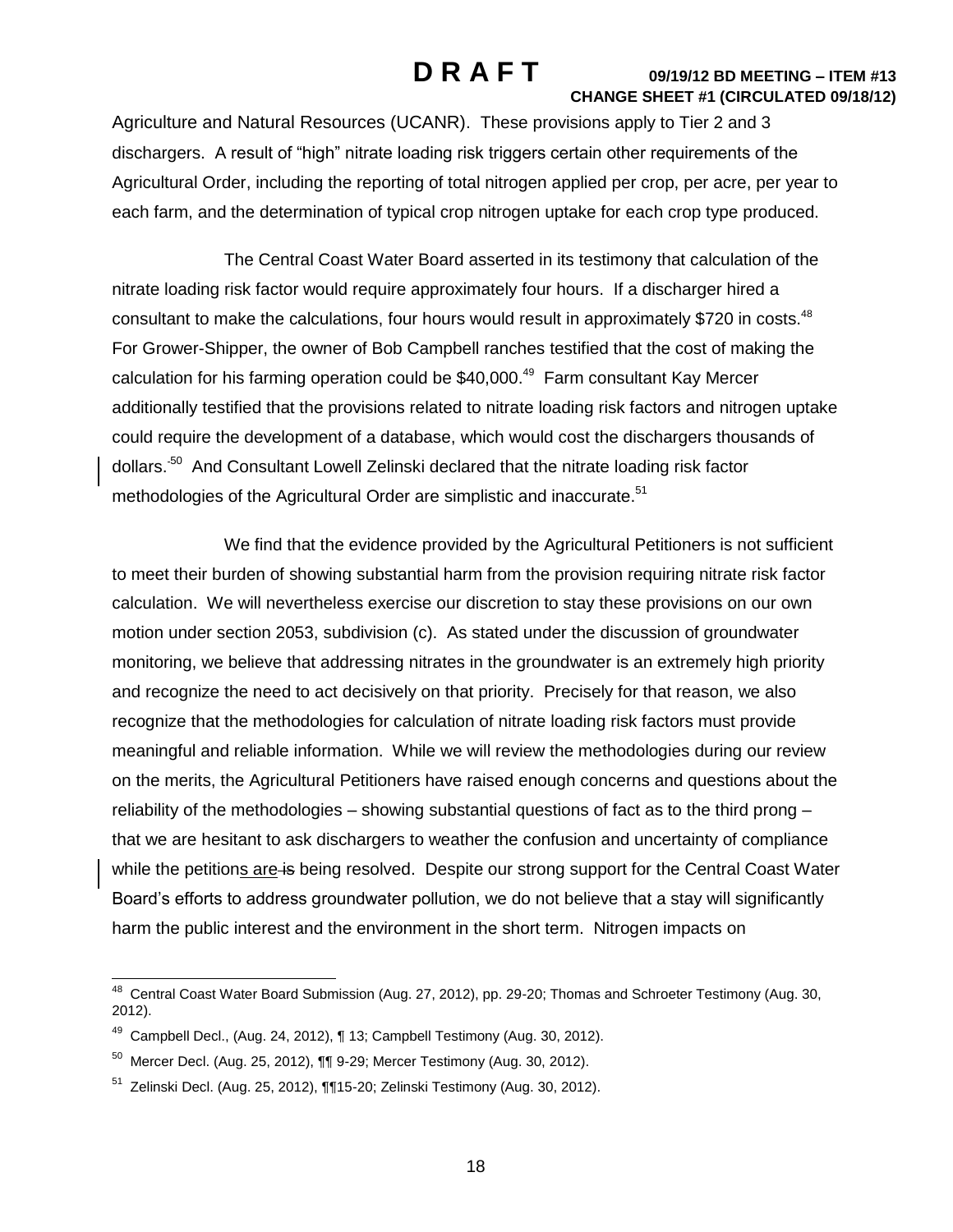Agriculture and Natural Resources (UCANR). These provisions apply to Tier 2 and 3 dischargers. A result of "high" nitrate loading risk triggers certain other requirements of the Agricultural Order, including the reporting of total nitrogen applied per crop, per acre, per year to each farm, and the determination of typical crop nitrogen uptake for each crop type produced.

The Central Coast Water Board asserted in its testimony that calculation of the nitrate loading risk factor would require approximately four hours. If a discharger hired a consultant to make the calculations, four hours would result in approximately $720 in costs.[48] For Grower-Shipper, the owner of Bob Campbell ranches testified that the cost of making the calculation for his farming operation could be $40,000.[49] Farm consultant Kay Mercer additionally testified that the provisions related to nitrate loading risk factors and nitrogen uptake could require the development of a database, which would cost the dischargers thousands of dollars.[50] And Consultant Lowell Zelinski declared that the nitrate loading risk factor methodologies of the Agricultural Order are simplistic and inaccurate.[51]

We find that the evidence provided by the Agricultural Petitioners is not sufficient to meet their burden of showing substantial harm from the provision requiring nitrate risk factor calculation. We will nevertheless exercise our discretion to stay these provisions on our own motion under section 2053, subdivision (c). As stated under the discussion of groundwater monitoring, we believe that addressing nitrates in the groundwater is an extremely high priority and recognize the need to act decisively on that priority. Precisely for that reason, we also recognize that the methodologies for calculation of nitrate loading risk factors must provide meaningful and reliable information. While we will review the methodologies during our review on the merits, the Agricultural Petitioners have raised enough concerns and questions about the reliability of the methodologies – showing substantial questions of fact as to the third prong – that we are hesitant to ask dischargers to weather the confusion and uncertainty of compliance while the petitions are ~~is~~ being resolved. Despite our strong support for the Central Coast Water Board's efforts to address groundwater pollution, we do not believe that a stay will significantly harm the public interest and the environment in the short term. Nitrogen impacts on

[48] Central Coast Water Board Submission (Aug. 27, 2012), pp. 29-20; Thomas and Schroeter Testimony (Aug. 30, 2012).

[49] Campbell Decl., (Aug. 24, 2012), ¶ 13; Campbell Testimony (Aug. 30, 2012).

[50] Mercer Decl. (Aug. 25, 2012), ¶¶ 9-29; Mercer Testimony (Aug. 30, 2012).

[51] Zelinski Decl. (Aug. 25, 2012), ¶¶15-20; Zelinski Testimony (Aug. 30, 2012).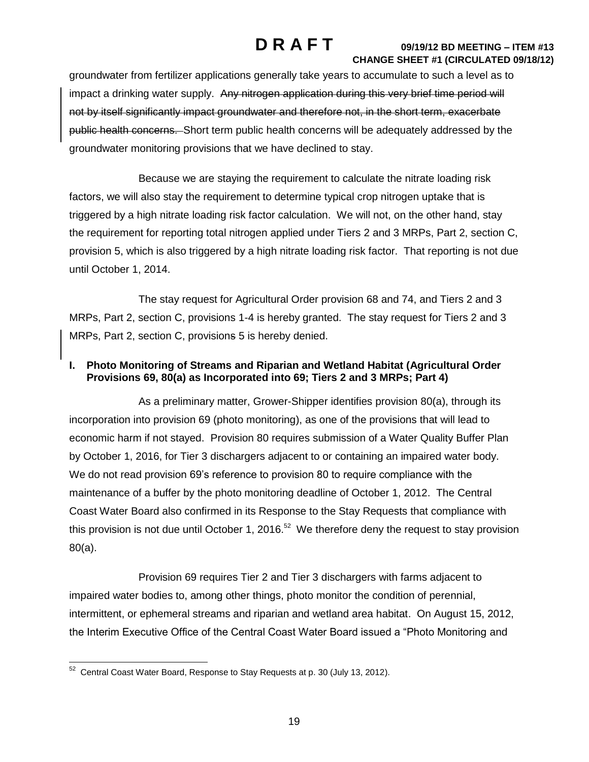groundwater from fertilizer applications generally take years to accumulate to such a level as to impact a drinking water supply. ~~Any nitrogen application during this very brief time period will not by itself significantly impact groundwater and therefore not, in the short term, exacerbate public health concerns.~~ Short term public health concerns will be adequately addressed by the groundwater monitoring provisions that we have declined to stay.

Because we are staying the requirement to calculate the nitrate loading risk factors, we will also stay the requirement to determine typical crop nitrogen uptake that is triggered by a high nitrate loading risk factor calculation. We will not, on the other hand, stay the requirement for reporting total nitrogen applied under Tiers 2 and 3 MRPs, Part 2, section C, provision 5, which is also triggered by a high nitrate loading risk factor. That reporting is not due until October 1, 2014.

The stay request for Agricultural Order provision 68 and 74, and Tiers 2 and 3 MRPs, Part 2, section C, provisions 1-4 is hereby granted. The stay request for Tiers 2 and 3 MRPs, Part 2, section C, provision~~s~~ 5 is hereby denied.

**I. Photo Monitoring of Streams and Riparian and Wetland Habitat (Agricultural Order Provisions 69, 80(a) as Incorporated into 69; Tiers 2 and 3 MRPs; Part 4)**

As a preliminary matter, Grower-Shipper identifies provision 80(a), through its incorporation into provision 69 (photo monitoring), as one of the provisions that will lead to economic harm if not stayed. Provision 80 requires submission of a Water Quality Buffer Plan by October 1, 2016, for Tier 3 dischargers adjacent to or containing an impaired water body. We do not read provision 69's reference to provision 80 to require compliance with the maintenance of a buffer by the photo monitoring deadline of October 1, 2012. The Central Coast Water Board also confirmed in its Response to the Stay Requests that compliance with this provision is not due until October 1, 2016.[52] We therefore deny the request to stay provision 80(a).

Provision 69 requires Tier 2 and Tier 3 dischargers with farms adjacent to impaired water bodies to, among other things, photo monitor the condition of perennial, intermittent, or ephemeral streams and riparian and wetland area habitat. On August 15, 2012, the Interim Executive Office of the Central Coast Water Board issued a "Photo Monitoring and

[52] Central Coast Water Board, Response to Stay Requests at p. 30 (July 13, 2012).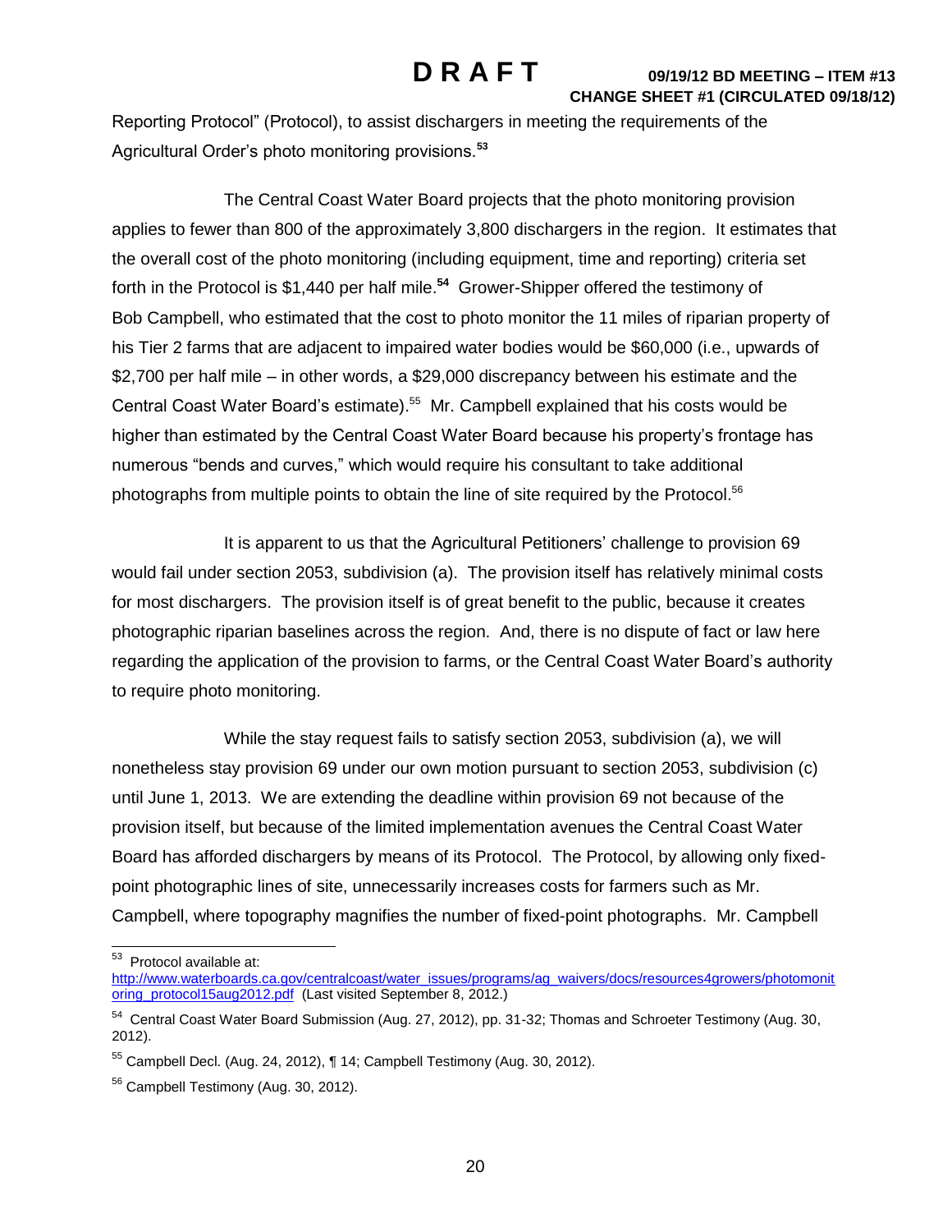Reporting Protocol" (Protocol), to assist dischargers in meeting the requirements of the Agricultural Order's photo monitoring provisions.[53]

The Central Coast Water Board projects that the photo monitoring provision applies to fewer than 800 of the approximately 3,800 dischargers in the region. It estimates that the overall cost of the photo monitoring (including equipment, time and reporting) criteria set forth in the Protocol is $1,440 per half mile.[54] Grower-Shipper offered the testimony of Bob Campbell, who estimated that the cost to photo monitor the 11 miles of riparian property of his Tier 2 farms that are adjacent to impaired water bodies would be $60,000 (i.e., upwards of $2,700 per half mile – in other words, a $29,000 discrepancy between his estimate and the Central Coast Water Board's estimate).[55] Mr. Campbell explained that his costs would be higher than estimated by the Central Coast Water Board because his property's frontage has numerous "bends and curves," which would require his consultant to take additional photographs from multiple points to obtain the line of site required by the Protocol.[56]

It is apparent to us that the Agricultural Petitioners' challenge to provision 69 would fail under section 2053, subdivision (a). The provision itself has relatively minimal costs for most dischargers. The provision itself is of great benefit to the public, because it creates photographic riparian baselines across the region. And, there is no dispute of fact or law here regarding the application of the provision to farms, or the Central Coast Water Board's authority to require photo monitoring.

While the stay request fails to satisfy section 2053, subdivision (a), we will nonetheless stay provision 69 under our own motion pursuant to section 2053, subdivision (c) until June 1, 2013. We are extending the deadline within provision 69 not because of the provision itself, but because of the limited implementation avenues the Central Coast Water Board has afforded dischargers by means of its Protocol. The Protocol, by allowing only fixed-point photographic lines of site, unnecessarily increases costs for farmers such as Mr. Campbell, where topography magnifies the number of fixed-point photographs. Mr. Campbell

---

[53] Protocol available at: http://www.waterboards.ca.gov/centralcoast/water_issues/programs/ag_waivers/docs/resources4growers/photomonitoring_protocol15aug2012.pdf (Last visited September 8, 2012.)

[54] Central Coast Water Board Submission (Aug. 27, 2012), pp. 31-32; Thomas and Schroeter Testimony (Aug. 30, 2012).

[55] Campbell Decl. (Aug. 24, 2012), ¶ 14; Campbell Testimony (Aug. 30, 2012).

[56] Campbell Testimony (Aug. 30, 2012).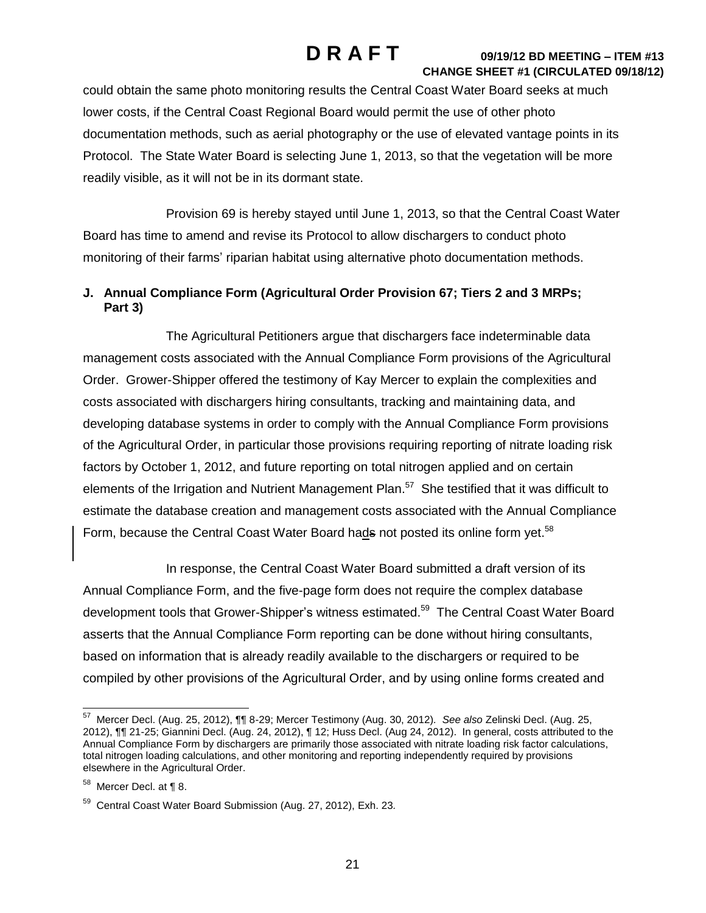could obtain the same photo monitoring results the Central Coast Water Board seeks at much lower costs, if the Central Coast Regional Board would permit the use of other photo documentation methods, such as aerial photography or the use of elevated vantage points in its Protocol. The State Water Board is selecting June 1, 2013, so that the vegetation will be more readily visible, as it will not be in its dormant state.

Provision 69 is hereby stayed until June 1, 2013, so that the Central Coast Water Board has time to amend and revise its Protocol to allow dischargers to conduct photo monitoring of their farms' riparian habitat using alternative photo documentation methods.

### J. Annual Compliance Form (Agricultural Order Provision 67; Tiers 2 and 3 MRPs; Part 3)

The Agricultural Petitioners argue that dischargers face indeterminable data management costs associated with the Annual Compliance Form provisions of the Agricultural Order. Grower-Shipper offered the testimony of Kay Mercer to explain the complexities and costs associated with dischargers hiring consultants, tracking and maintaining data, and developing database systems in order to comply with the Annual Compliance Form provisions of the Agricultural Order, in particular those provisions requiring reporting of nitrate loading risk factors by October 1, 2012, and future reporting on total nitrogen applied and on certain elements of the Irrigation and Nutrient Management Plan.[57] She testified that it was difficult to estimate the database creation and management costs associated with the Annual Compliance Form, because the Central Coast Water Board hads not posted its online form yet.[58]

In response, the Central Coast Water Board submitted a draft version of its Annual Compliance Form, and the five-page form does not require the complex database development tools that Grower-Shipper's witness estimated.[59] The Central Coast Water Board asserts that the Annual Compliance Form reporting can be done without hiring consultants, based on information that is already readily available to the dischargers or required to be compiled by other provisions of the Agricultural Order, and by using online forms created and

---

[57] Mercer Decl. (Aug. 25, 2012), ¶¶ 8-29; Mercer Testimony (Aug. 30, 2012). *See also* Zelinski Decl. (Aug. 25, 2012), ¶¶ 21-25; Giannini Decl. (Aug. 24, 2012), ¶ 12; Huss Decl. (Aug 24, 2012). In general, costs attributed to the Annual Compliance Form by dischargers are primarily those associated with nitrate loading risk factor calculations, total nitrogen loading calculations, and other monitoring and reporting independently required by provisions elsewhere in the Agricultural Order.

[58] Mercer Decl. at ¶ 8.

[59] Central Coast Water Board Submission (Aug. 27, 2012), Exh. 23.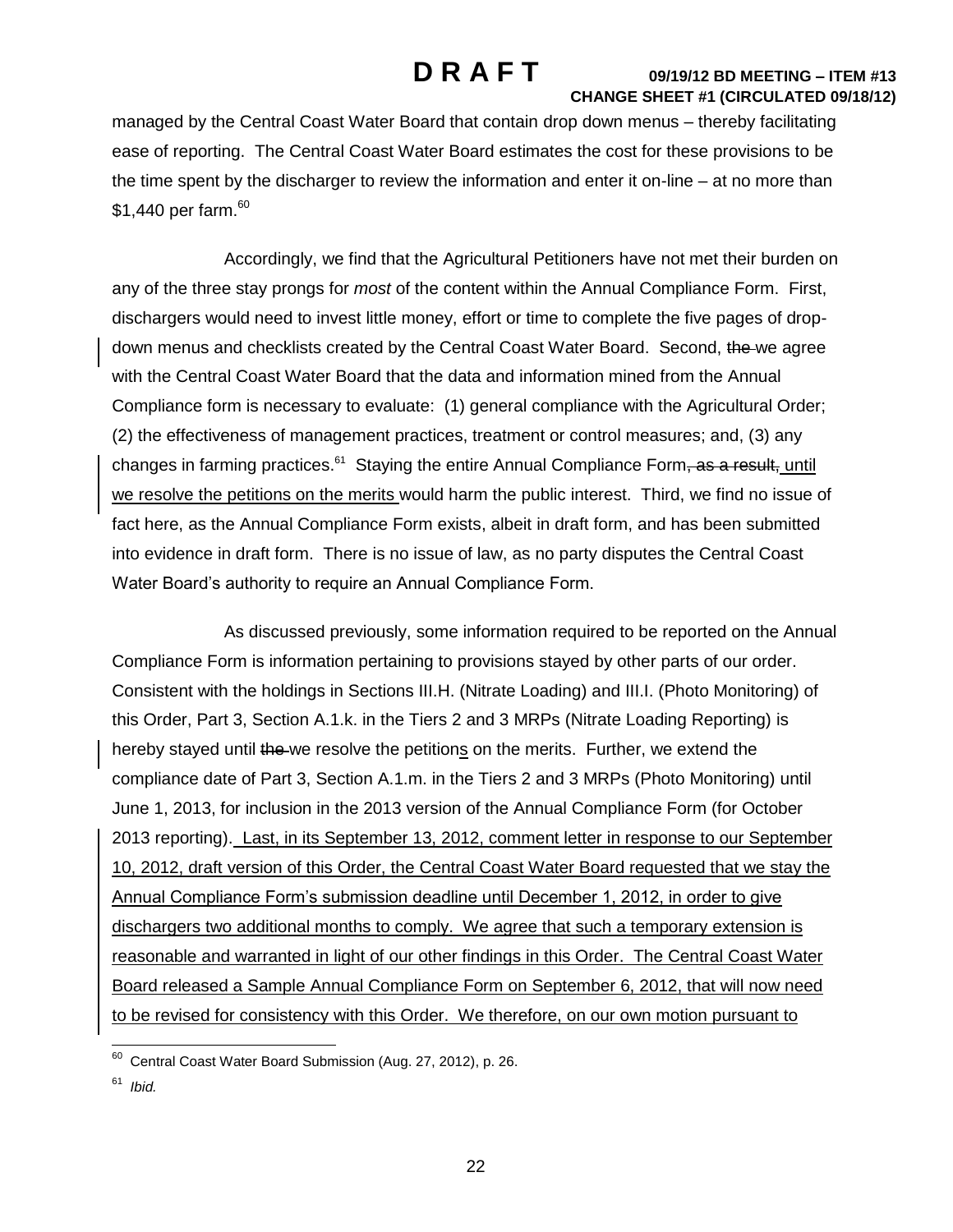managed by the Central Coast Water Board that contain drop down menus – thereby facilitating ease of reporting. The Central Coast Water Board estimates the cost for these provisions to be the time spent by the discharger to review the information and enter it on-line – at no more than $1,440 per farm.[60]

Accordingly, we find that the Agricultural Petitioners have not met their burden on any of the three stay prongs for *most* of the content within the Annual Compliance Form. First, dischargers would need to invest little money, effort or time to complete the five pages of drop-down menus and checklists created by the Central Coast Water Board. Second, ~~the~~ we agree with the Central Coast Water Board that the data and information mined from the Annual Compliance form is necessary to evaluate: (1) general compliance with the Agricultural Order; (2) the effectiveness of management practices, treatment or control measures; and, (3) any changes in farming practices.[61] Staying the entire Annual Compliance Form~~, as a result,~~ <u>until we resolve the petitions on the merits</u> would harm the public interest. Third, we find no issue of fact here, as the Annual Compliance Form exists, albeit in draft form, and has been submitted into evidence in draft form. There is no issue of law, as no party disputes the Central Coast Water Board's authority to require an Annual Compliance Form.

As discussed previously, some information required to be reported on the Annual Compliance Form is information pertaining to provisions stayed by other parts of our order. Consistent with the holdings in Sections III.H. (Nitrate Loading) and III.I. (Photo Monitoring) of this Order, Part 3, Section A.1.k. in the Tiers 2 and 3 MRPs (Nitrate Loading Reporting) is hereby stayed until ~~the~~ we resolve the petition<u>s</u> on the merits. Further, we extend the compliance date of Part 3, Section A.1.m. in the Tiers 2 and 3 MRPs (Photo Monitoring) until June 1, 2013, for inclusion in the 2013 version of the Annual Compliance Form (for October 2013 reporting). <u>Last, in its September 13, 2012, comment letter in response to our September 10, 2012, draft version of this Order, the Central Coast Water Board requested that we stay the Annual Compliance Form's submission deadline until December 1, 2012, in order to give dischargers two additional months to comply. We agree that such a temporary extension is reasonable and warranted in light of our other findings in this Order. The Central Coast Water Board released a Sample Annual Compliance Form on September 6, 2012, that will now need to be revised for consistency with this Order. We therefore, on our own motion pursuant to</u>

---

[60] Central Coast Water Board Submission (Aug. 27, 2012), p. 26.

[61] *Ibid.*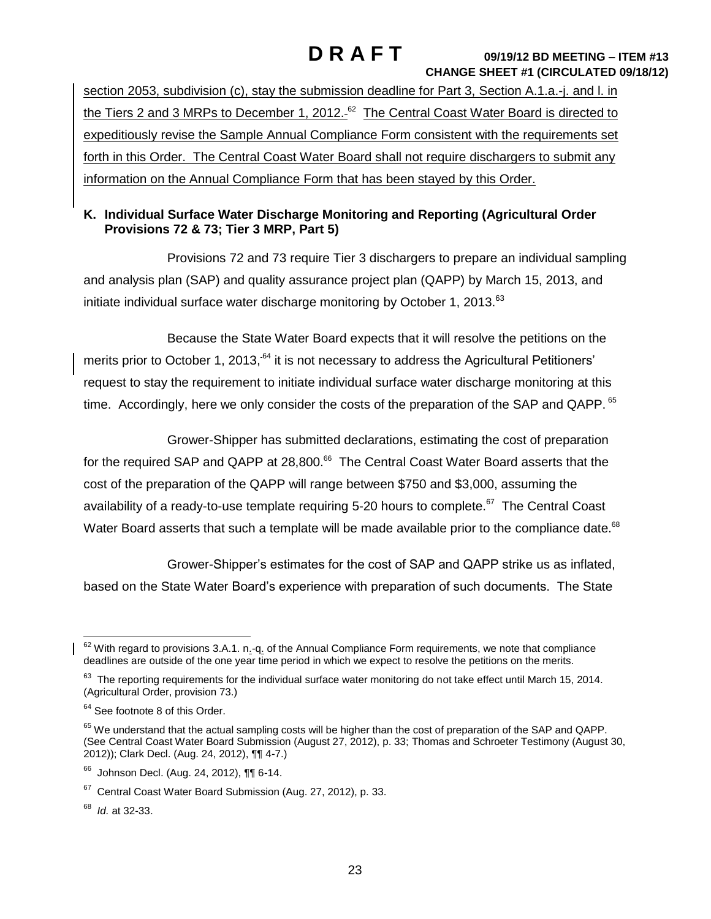section 2053, subdivision (c), stay the submission deadline for Part 3, Section A.1.a.-j. and l. in the Tiers 2 and 3 MRPs to December 1, 2012.[62] The Central Coast Water Board is directed to expeditiously revise the Sample Annual Compliance Form consistent with the requirements set forth in this Order. The Central Coast Water Board shall not require dischargers to submit any information on the Annual Compliance Form that has been stayed by this Order.

**K. Individual Surface Water Discharge Monitoring and Reporting (Agricultural Order Provisions 72 & 73; Tier 3 MRP, Part 5)**

Provisions 72 and 73 require Tier 3 dischargers to prepare an individual sampling and analysis plan (SAP) and quality assurance project plan (QAPP) by March 15, 2013, and initiate individual surface water discharge monitoring by October 1, 2013.[63]

Because the State Water Board expects that it will resolve the petitions on the merits prior to October 1, 2013,[64] it is not necessary to address the Agricultural Petitioners' request to stay the requirement to initiate individual surface water discharge monitoring at this time. Accordingly, here we only consider the costs of the preparation of the SAP and QAPP.[65]

Grower-Shipper has submitted declarations, estimating the cost of preparation for the required SAP and QAPP at 28,800.[66] The Central Coast Water Board asserts that the cost of the preparation of the QAPP will range between $750 and $3,000, assuming the availability of a ready-to-use template requiring 5-20 hours to complete.[67] The Central Coast Water Board asserts that such a template will be made available prior to the compliance date.[68]

Grower-Shipper's estimates for the cost of SAP and QAPP strike us as inflated, based on the State Water Board's experience with preparation of such documents. The State

---

[62] With regard to provisions 3.A.1. n.-q. of the Annual Compliance Form requirements, we note that compliance deadlines are outside of the one year time period in which we expect to resolve the petitions on the merits.

[63] The reporting requirements for the individual surface water monitoring do not take effect until March 15, 2014. (Agricultural Order, provision 73.)

[64] See footnote 8 of this Order.

[65] We understand that the actual sampling costs will be higher than the cost of preparation of the SAP and QAPP. (See Central Coast Water Board Submission (August 27, 2012), p. 33; Thomas and Schroeter Testimony (August 30, 2012)); Clark Decl. (Aug. 24, 2012), ¶¶ 4-7.)

[66] Johnson Decl. (Aug. 24, 2012), ¶¶ 6-14.

[67] Central Coast Water Board Submission (Aug. 27, 2012), p. 33.

[68] *Id.* at 32-33.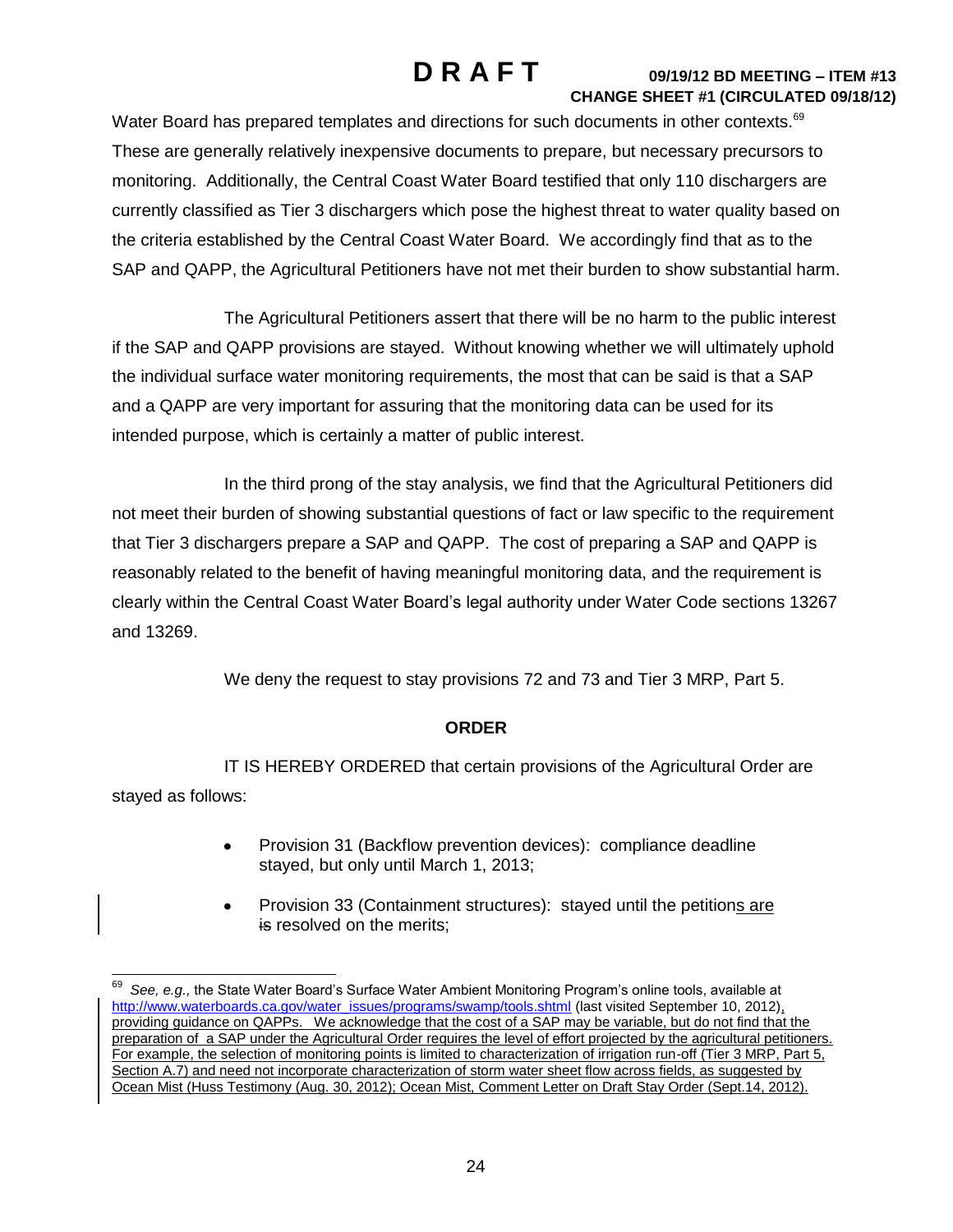Water Board has prepared templates and directions for such documents in other contexts.[69] These are generally relatively inexpensive documents to prepare, but necessary precursors to monitoring. Additionally, the Central Coast Water Board testified that only 110 dischargers are currently classified as Tier 3 dischargers which pose the highest threat to water quality based on the criteria established by the Central Coast Water Board. We accordingly find that as to the SAP and QAPP, the Agricultural Petitioners have not met their burden to show substantial harm.

The Agricultural Petitioners assert that there will be no harm to the public interest if the SAP and QAPP provisions are stayed. Without knowing whether we will ultimately uphold the individual surface water monitoring requirements, the most that can be said is that a SAP and a QAPP are very important for assuring that the monitoring data can be used for its intended purpose, which is certainly a matter of public interest.

In the third prong of the stay analysis, we find that the Agricultural Petitioners did not meet their burden of showing substantial questions of fact or law specific to the requirement that Tier 3 dischargers prepare a SAP and QAPP. The cost of preparing a SAP and QAPP is reasonably related to the benefit of having meaningful monitoring data, and the requirement is clearly within the Central Coast Water Board's legal authority under Water Code sections 13267 and 13269.

We deny the request to stay provisions 72 and 73 and Tier 3 MRP, Part 5.

**ORDER**

IT IS HEREBY ORDERED that certain provisions of the Agricultural Order are stayed as follows:

- Provision 31 (Backflow prevention devices): compliance deadline stayed, but only until March 1, 2013;
- Provision 33 (Containment structures): stayed until the petitions are ~~is~~ resolved on the merits;

---

[69] *See, e.g.,* the State Water Board's Surface Water Ambient Monitoring Program's online tools, available at http://www.waterboards.ca.gov/water_issues/programs/swamp/tools.shtml (last visited September 10, 2012), providing guidance on QAPPs. We acknowledge that the cost of a SAP may be variable, but do not find that the preparation of a SAP under the Agricultural Order requires the level of effort projected by the agricultural petitioners. For example, the selection of monitoring points is limited to characterization of irrigation run-off (Tier 3 MRP, Part 5, Section A.7) and need not incorporate characterization of storm water sheet flow across fields, as suggested by Ocean Mist (Huss Testimony (Aug. 30, 2012); Ocean Mist, Comment Letter on Draft Stay Order (Sept.14, 2012).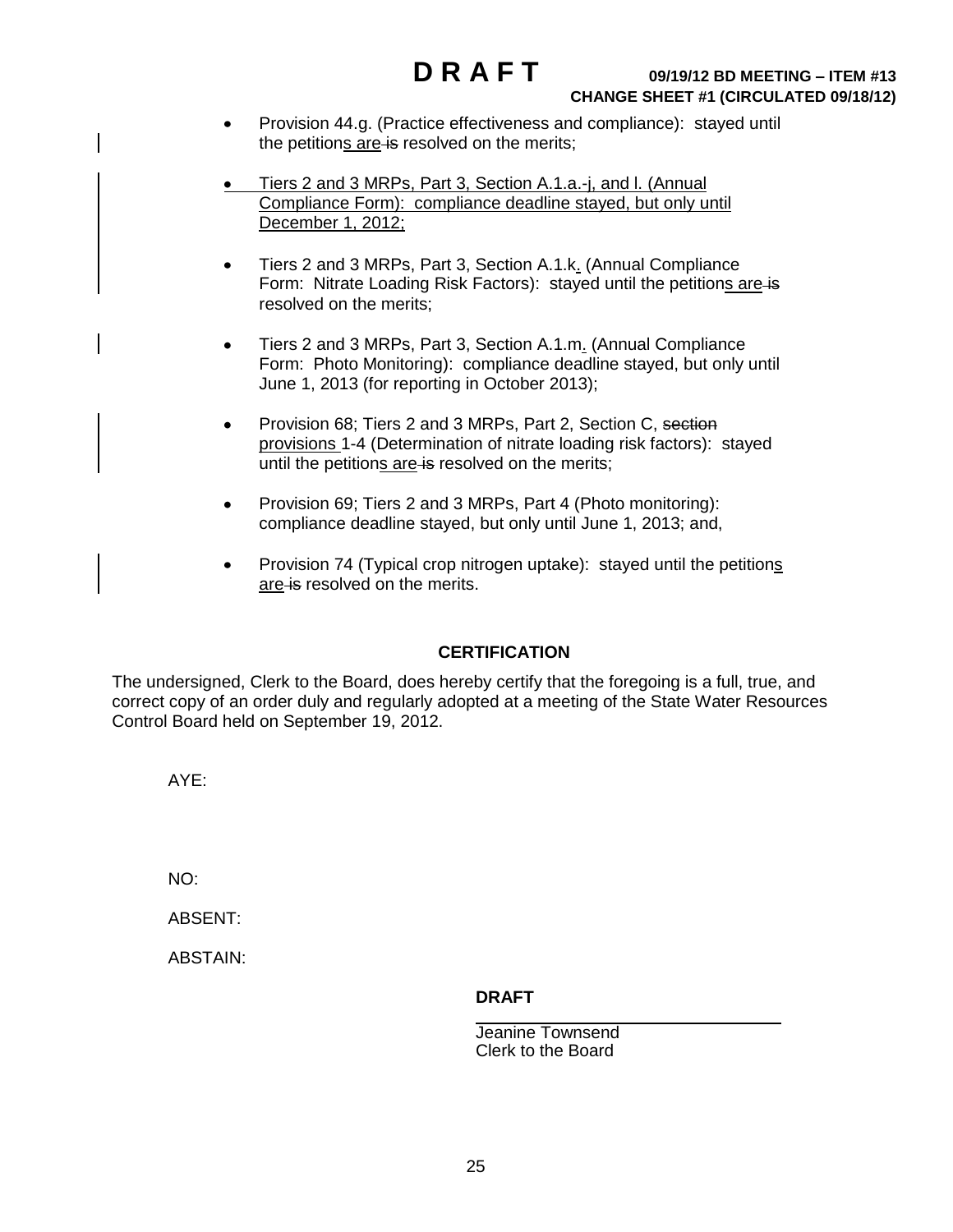- Provision 44.g. (Practice effectiveness and compliance): stayed until the petitions are ~~is~~ resolved on the merits;

- Tiers 2 and 3 MRPs, Part 3, Section A.1.a.-j, and l. (Annual Compliance Form): compliance deadline stayed, but only until December 1, 2012;

- Tiers 2 and 3 MRPs, Part 3, Section A.1.k. (Annual Compliance Form: Nitrate Loading Risk Factors): stayed until the petitions are ~~is~~ resolved on the merits;

- Tiers 2 and 3 MRPs, Part 3, Section A.1.m. (Annual Compliance Form: Photo Monitoring): compliance deadline stayed, but only until June 1, 2013 (for reporting in October 2013);

- Provision 68; Tiers 2 and 3 MRPs, Part 2, Section C, ~~section~~ provisions 1-4 (Determination of nitrate loading risk factors): stayed until the petitions are ~~is~~ resolved on the merits;

- Provision 69; Tiers 2 and 3 MRPs, Part 4 (Photo monitoring): compliance deadline stayed, but only until June 1, 2013; and,

- Provision 74 (Typical crop nitrogen uptake): stayed until the petitions are ~~is~~ resolved on the merits.

## CERTIFICATION

The undersigned, Clerk to the Board, does hereby certify that the foregoing is a full, true, and correct copy of an order duly and regularly adopted at a meeting of the State Water Resources Control Board held on September 19, 2012.

AYE:

NO:

ABSENT:

ABSTAIN:

**DRAFT**

Jeanine Townsend
Clerk to the Board